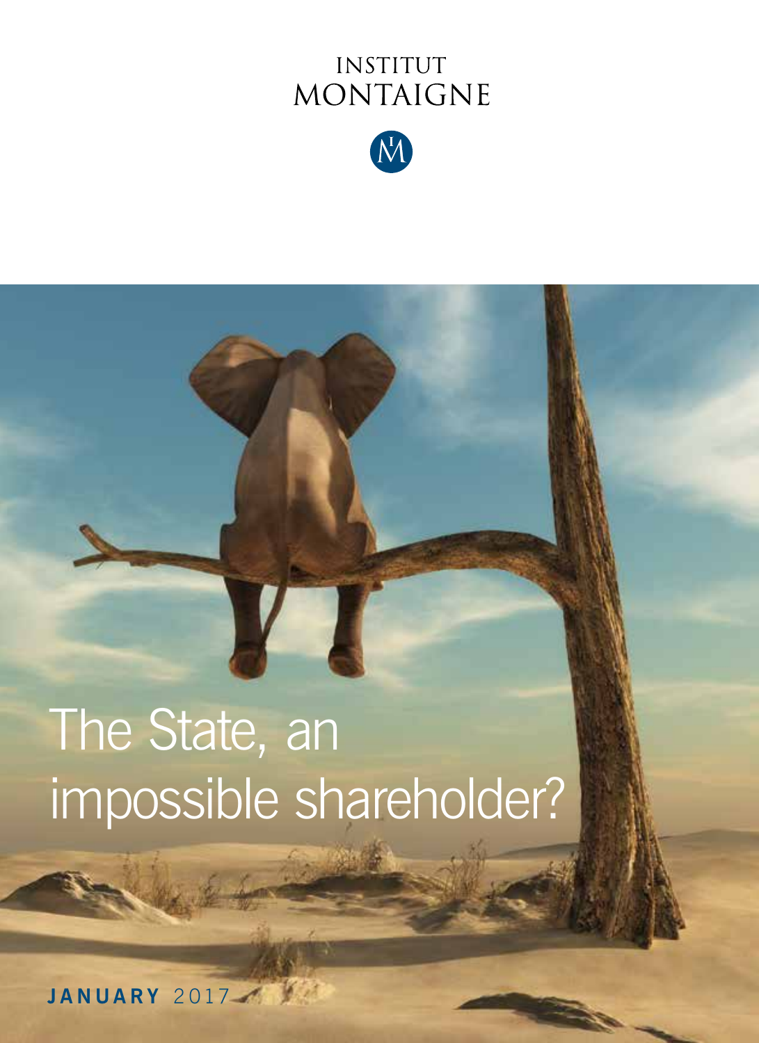INSTITUT
MONTAIGNE

# The State, an impossible shareholder?

**JANUARY** 2017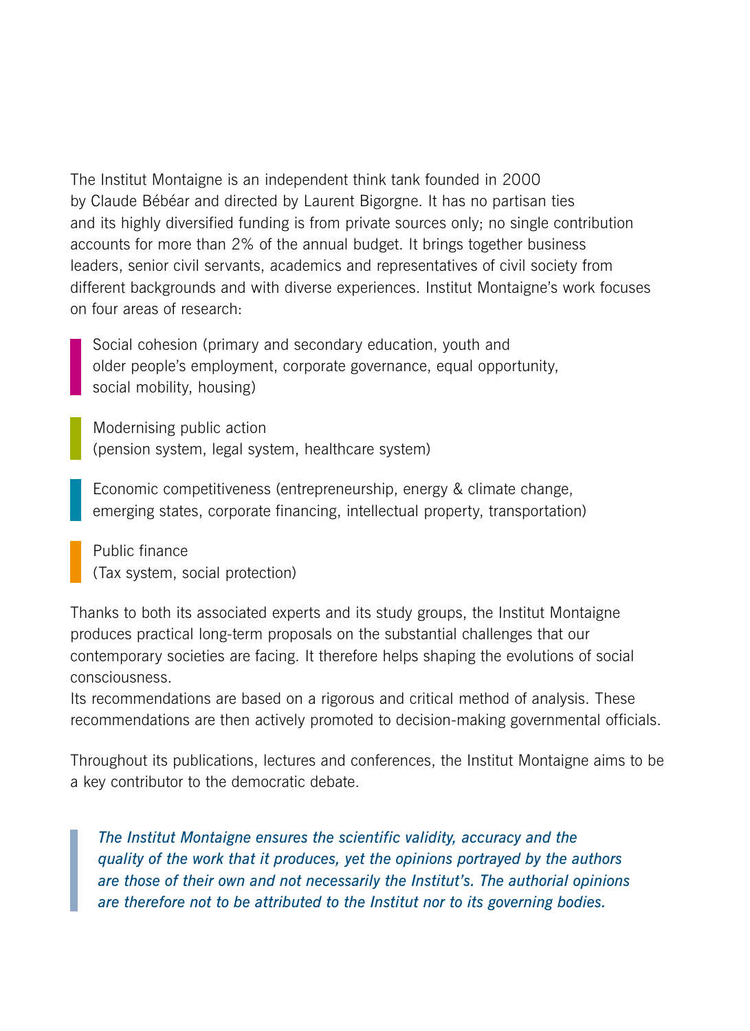The Institut Montaigne is an independent think tank founded in 2000 by Claude Bébéar and directed by Laurent Bigorgne. It has no partisan ties and its highly diversified funding is from private sources only; no single contribution accounts for more than 2% of the annual budget. It brings together business leaders, senior civil servants, academics and representatives of civil society from different backgrounds and with diverse experiences. Institut Montaigne's work focuses on four areas of research:

- Social cohesion (primary and secondary education, youth and older people's employment, corporate governance, equal opportunity, social mobility, housing)
- Modernising public action (pension system, legal system, healthcare system)
- Economic competitiveness (entrepreneurship, energy & climate change, emerging states, corporate financing, intellectual property, transportation)
- Public finance (Tax system, social protection)

Thanks to both its associated experts and its study groups, the Institut Montaigne produces practical long-term proposals on the substantial challenges that our contemporary societies are facing. It therefore helps shaping the evolutions of social consciousness.
Its recommendations are based on a rigorous and critical method of analysis. These recommendations are then actively promoted to decision-making governmental officials.

Throughout its publications, lectures and conferences, the Institut Montaigne aims to be a key contributor to the democratic debate.

> *The Institut Montaigne ensures the scientific validity, accuracy and the quality of the work that it produces, yet the opinions portrayed by the authors are those of their own and not necessarily the Institut's. The authorial opinions are therefore not to be attributed to the Institut nor to its governing bodies.*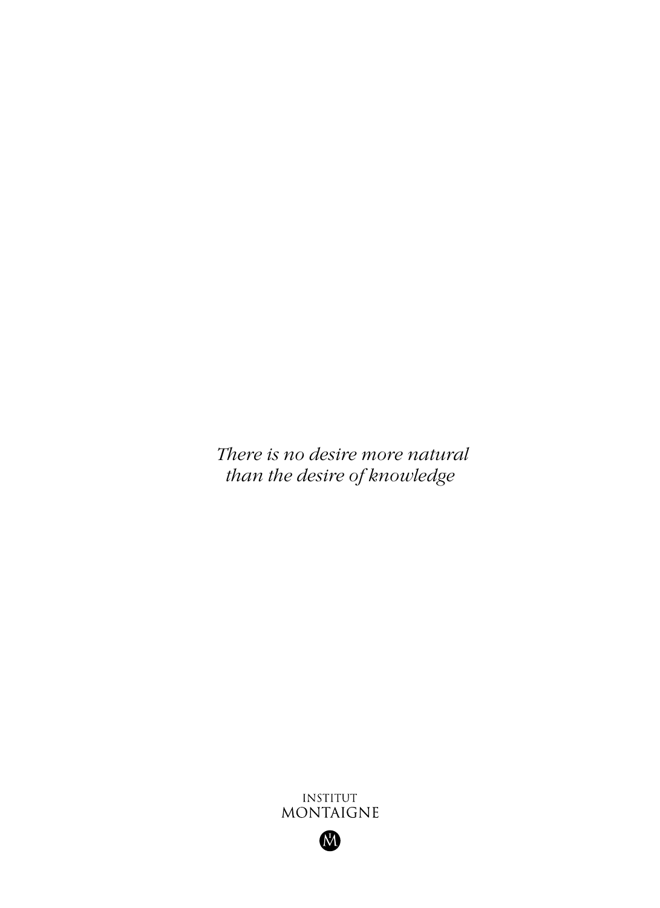*There is no desire more natural than the desire of knowledge*

INSTITUT
MONTAIGNE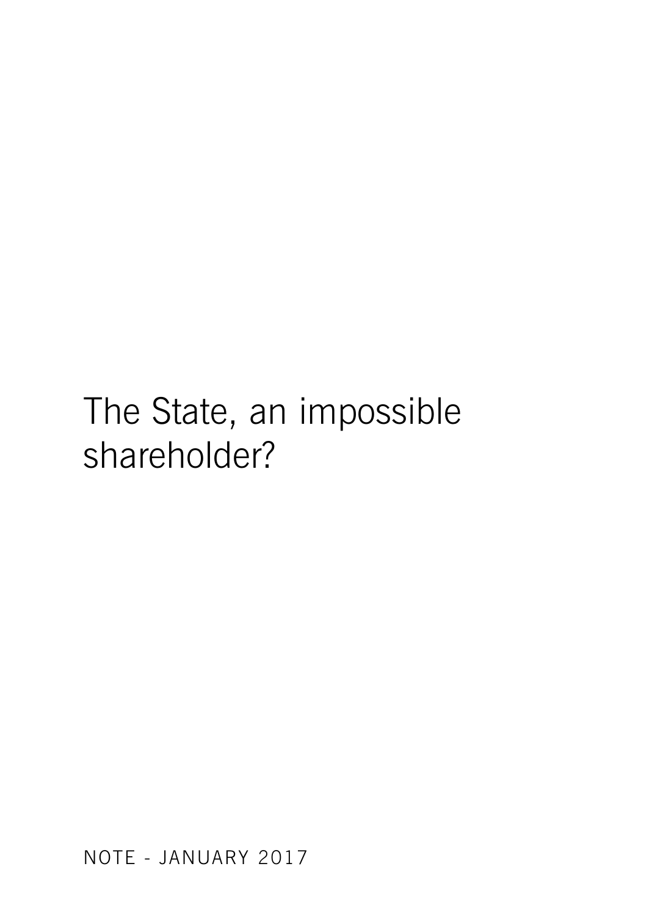# The State, an impossible shareholder?

NOTE - JANUARY 2017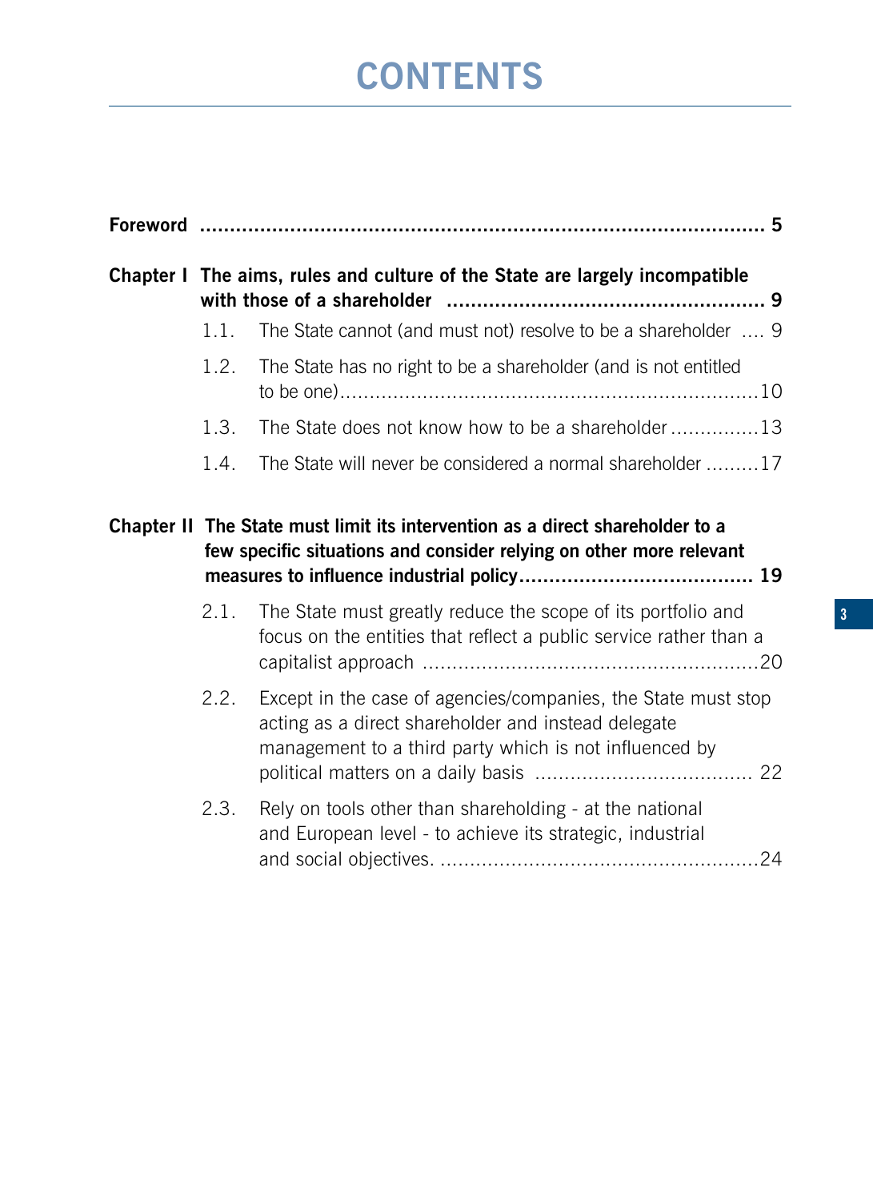# CONTENTS

**Foreword** .......................................................................................... **5**

**Chapter I The aims, rules and culture of the State are largely incompatible with those of a shareholder** .................................................... **9**

1.1. The State cannot (and must not) resolve to be a shareholder .... 9

1.2. The State has no right to be a shareholder (and is not entitled to be one).....................................................................10

1.3. The State does not know how to be a shareholder ...............13

1.4. The State will never be considered a normal shareholder .........17

**Chapter II The State must limit its intervention as a direct shareholder to a few specific situations and consider relying on other more relevant measures to influence industrial policy**...................................... **19**

2.1. The State must greatly reduce the scope of its portfolio and focus on the entities that reflect a public service rather than a capitalist approach ........................................................20

2.2. Except in the case of agencies/companies, the State must stop acting as a direct shareholder and instead delegate management to a third party which is not influenced by political matters on a daily basis .................................... 22

2.3. Rely on tools other than shareholding - at the national and European level - to achieve its strategic, industrial and social objectives. .....................................................24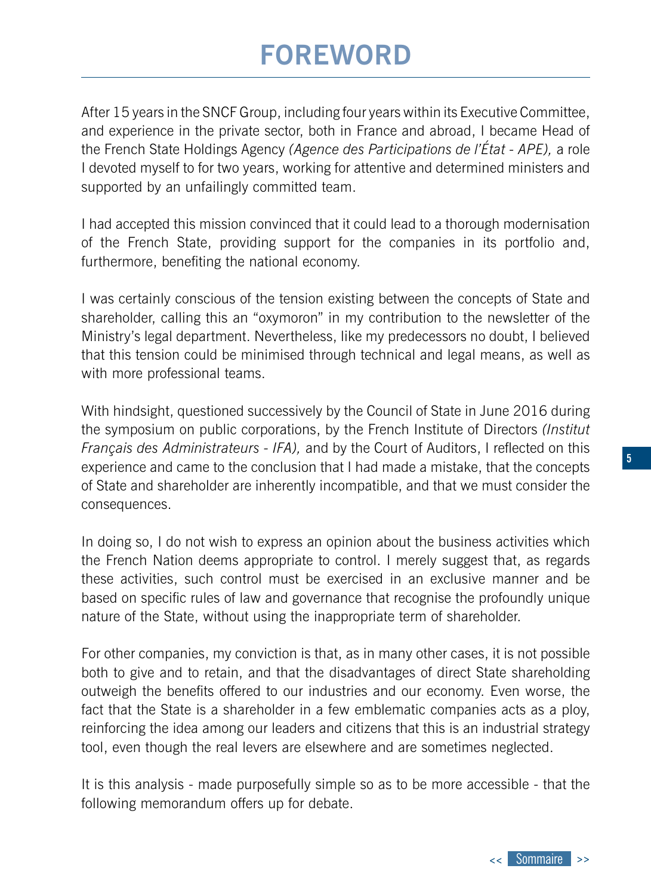# FOREWORD

After 15 years in the SNCF Group, including four years within its Executive Committee, and experience in the private sector, both in France and abroad, I became Head of the French State Holdings Agency *(Agence des Participations de l'État - APE),* a role I devoted myself to for two years, working for attentive and determined ministers and supported by an unfailingly committed team.

I had accepted this mission convinced that it could lead to a thorough modernisation of the French State, providing support for the companies in its portfolio and, furthermore, benefiting the national economy.

I was certainly conscious of the tension existing between the concepts of State and shareholder, calling this an "oxymoron" in my contribution to the newsletter of the Ministry's legal department. Nevertheless, like my predecessors no doubt, I believed that this tension could be minimised through technical and legal means, as well as with more professional teams.

With hindsight, questioned successively by the Council of State in June 2016 during the symposium on public corporations, by the French Institute of Directors *(Institut Français des Administrateurs - IFA),* and by the Court of Auditors, I reflected on this experience and came to the conclusion that I had made a mistake, that the concepts of State and shareholder are inherently incompatible, and that we must consider the consequences.

In doing so, I do not wish to express an opinion about the business activities which the French Nation deems appropriate to control. I merely suggest that, as regards these activities, such control must be exercised in an exclusive manner and be based on specific rules of law and governance that recognise the profoundly unique nature of the State, without using the inappropriate term of shareholder.

For other companies, my conviction is that, as in many other cases, it is not possible both to give and to retain, and that the disadvantages of direct State shareholding outweigh the benefits offered to our industries and our economy. Even worse, the fact that the State is a shareholder in a few emblematic companies acts as a ploy, reinforcing the idea among our leaders and citizens that this is an industrial strategy tool, even though the real levers are elsewhere and are sometimes neglected.

It is this analysis - made purposefully simple so as to be more accessible - that the following memorandum offers up for debate.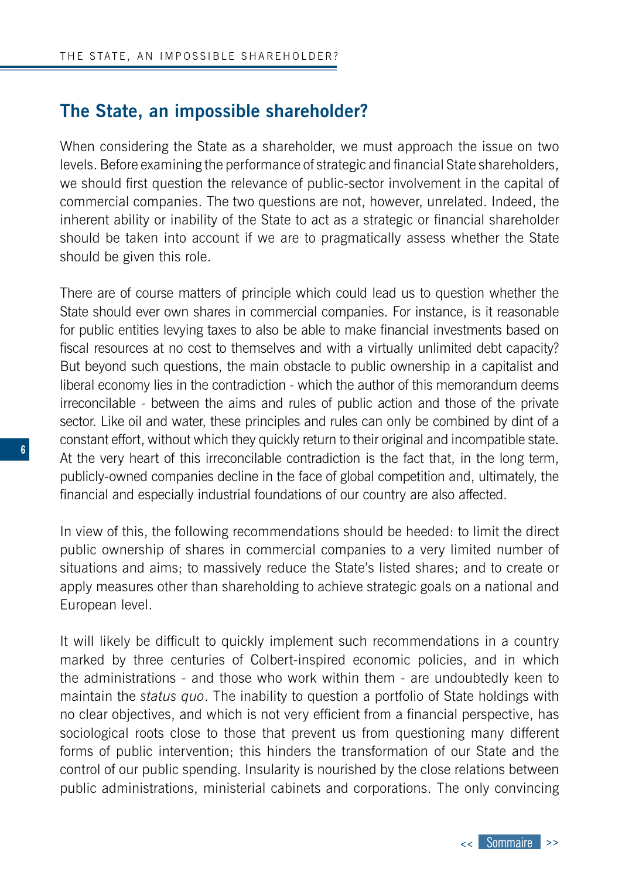## The State, an impossible shareholder?

When considering the State as a shareholder, we must approach the issue on two levels. Before examining the performance of strategic and financial State shareholders, we should first question the relevance of public-sector involvement in the capital of commercial companies. The two questions are not, however, unrelated. Indeed, the inherent ability or inability of the State to act as a strategic or financial shareholder should be taken into account if we are to pragmatically assess whether the State should be given this role.

There are of course matters of principle which could lead us to question whether the State should ever own shares in commercial companies. For instance, is it reasonable for public entities levying taxes to also be able to make financial investments based on fiscal resources at no cost to themselves and with a virtually unlimited debt capacity? But beyond such questions, the main obstacle to public ownership in a capitalist and liberal economy lies in the contradiction - which the author of this memorandum deems irreconcilable - between the aims and rules of public action and those of the private sector. Like oil and water, these principles and rules can only be combined by dint of a constant effort, without which they quickly return to their original and incompatible state. At the very heart of this irreconcilable contradiction is the fact that, in the long term, publicly-owned companies decline in the face of global competition and, ultimately, the financial and especially industrial foundations of our country are also affected.

In view of this, the following recommendations should be heeded: to limit the direct public ownership of shares in commercial companies to a very limited number of situations and aims; to massively reduce the State's listed shares; and to create or apply measures other than shareholding to achieve strategic goals on a national and European level.

It will likely be difficult to quickly implement such recommendations in a country marked by three centuries of Colbert-inspired economic policies, and in which the administrations - and those who work within them - are undoubtedly keen to maintain the *status quo*. The inability to question a portfolio of State holdings with no clear objectives, and which is not very efficient from a financial perspective, has sociological roots close to those that prevent us from questioning many different forms of public intervention; this hinders the transformation of our State and the control of our public spending. Insularity is nourished by the close relations between public administrations, ministerial cabinets and corporations. The only convincing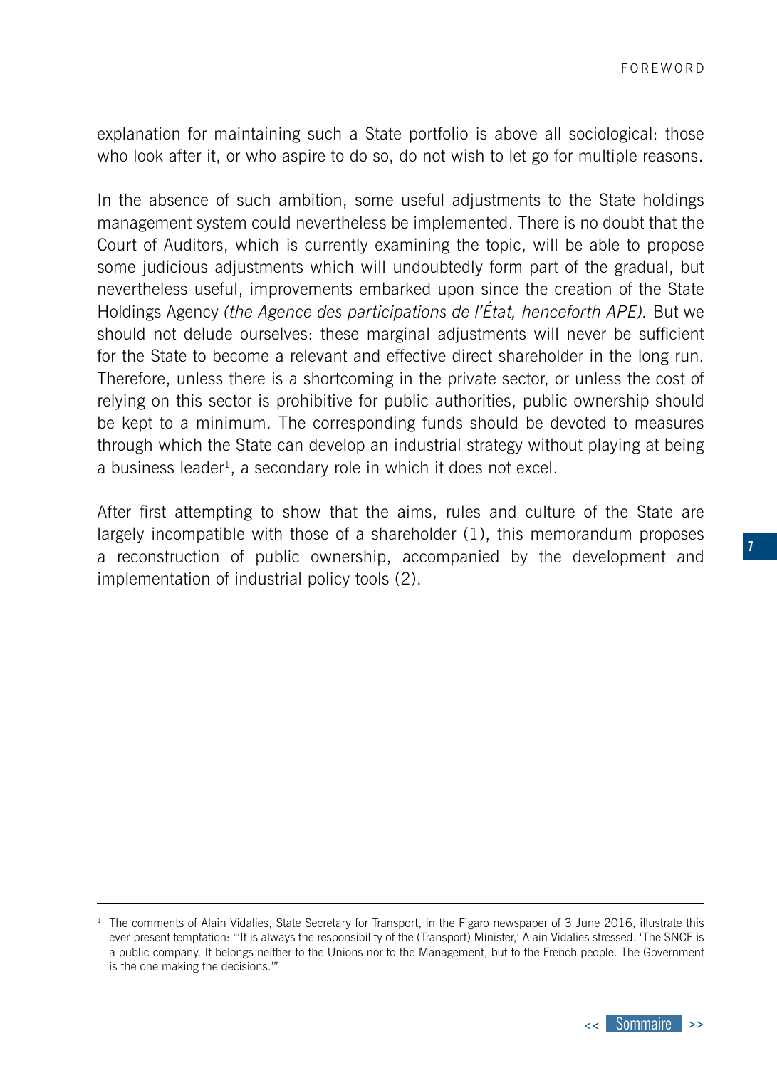explanation for maintaining such a State portfolio is above all sociological: those who look after it, or who aspire to do so, do not wish to let go for multiple reasons.

In the absence of such ambition, some useful adjustments to the State holdings management system could nevertheless be implemented. There is no doubt that the Court of Auditors, which is currently examining the topic, will be able to propose some judicious adjustments which will undoubtedly form part of the gradual, but nevertheless useful, improvements embarked upon since the creation of the State Holdings Agency *(the Agence des participations de l'État, henceforth APE).* But we should not delude ourselves: these marginal adjustments will never be sufficient for the State to become a relevant and effective direct shareholder in the long run. Therefore, unless there is a shortcoming in the private sector, or unless the cost of relying on this sector is prohibitive for public authorities, public ownership should be kept to a minimum. The corresponding funds should be devoted to measures through which the State can develop an industrial strategy without playing at being a business leader[1], a secondary role in which it does not excel.

After first attempting to show that the aims, rules and culture of the State are largely incompatible with those of a shareholder (1), this memorandum proposes a reconstruction of public ownership, accompanied by the development and implementation of industrial policy tools (2).

---

[1] The comments of Alain Vidalies, State Secretary for Transport, in the Figaro newspaper of 3 June 2016, illustrate this ever-present temptation: "'It is always the responsibility of the (Transport) Minister,' Alain Vidalies stressed. 'The SNCF is a public company. It belongs neither to the Unions nor to the Management, but to the French people. The Government is the one making the decisions.'"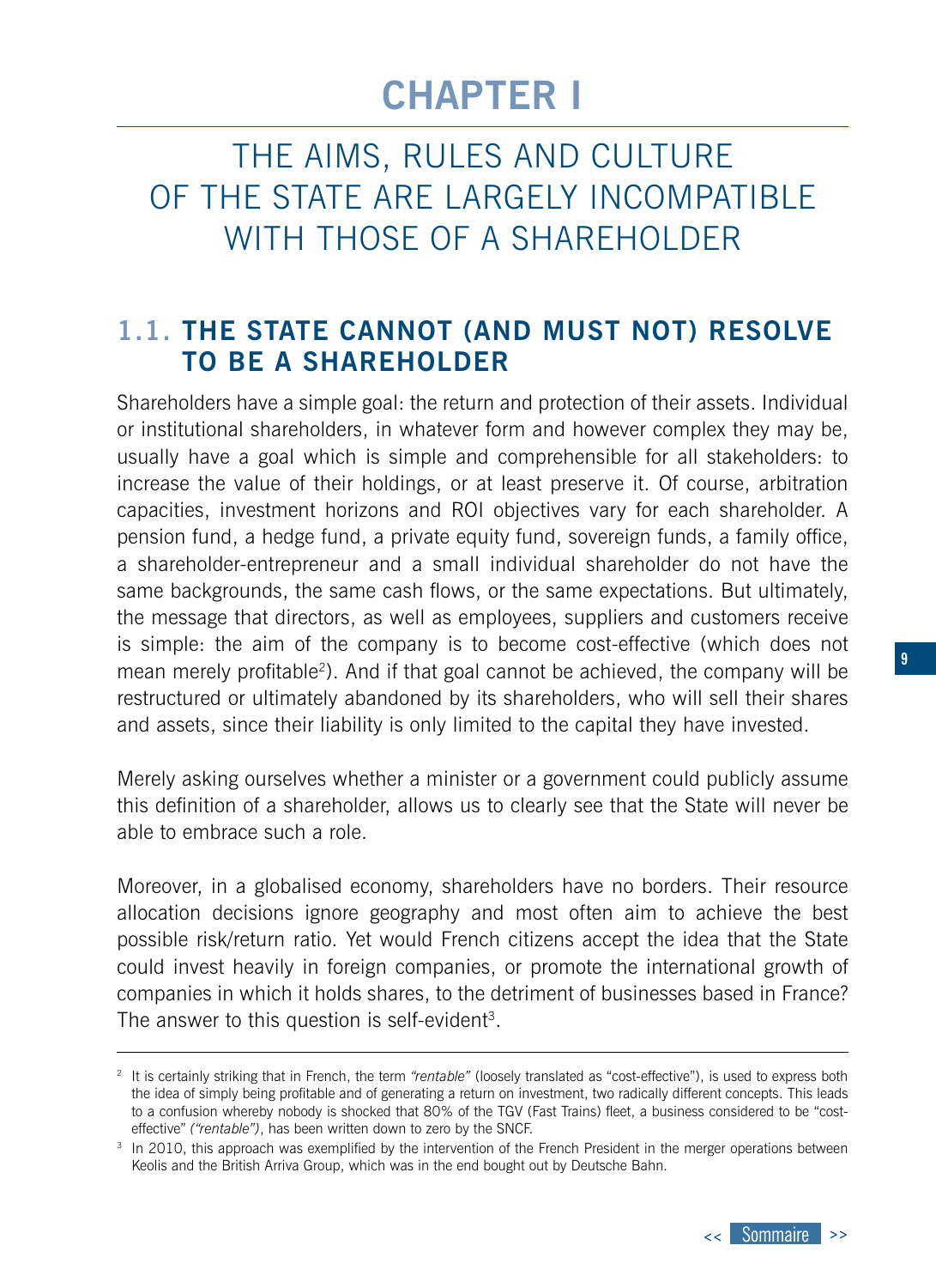# CHAPTER I

## THE AIMS, RULES AND CULTURE OF THE STATE ARE LARGELY INCOMPATIBLE WITH THOSE OF A SHAREHOLDER

### 1.1. THE STATE CANNOT (AND MUST NOT) RESOLVE TO BE A SHAREHOLDER

Shareholders have a simple goal: the return and protection of their assets. Individual or institutional shareholders, in whatever form and however complex they may be, usually have a goal which is simple and comprehensible for all stakeholders: to increase the value of their holdings, or at least preserve it. Of course, arbitration capacities, investment horizons and ROI objectives vary for each shareholder. A pension fund, a hedge fund, a private equity fund, sovereign funds, a family office, a shareholder-entrepreneur and a small individual shareholder do not have the same backgrounds, the same cash flows, or the same expectations. But ultimately, the message that directors, as well as employees, suppliers and customers receive is simple: the aim of the company is to become cost-effective (which does not mean merely profitable[2]). And if that goal cannot be achieved, the company will be restructured or ultimately abandoned by its shareholders, who will sell their shares and assets, since their liability is only limited to the capital they have invested.

Merely asking ourselves whether a minister or a government could publicly assume this definition of a shareholder, allows us to clearly see that the State will never be able to embrace such a role.

Moreover, in a globalised economy, shareholders have no borders. Their resource allocation decisions ignore geography and most often aim to achieve the best possible risk/return ratio. Yet would French citizens accept the idea that the State could invest heavily in foreign companies, or promote the international growth of companies in which it holds shares, to the detriment of businesses based in France? The answer to this question is self-evident[3].

---

[2] It is certainly striking that in French, the term *"rentable"* (loosely translated as "cost-effective"), is used to express both the idea of simply being profitable and of generating a return on investment, two radically different concepts. This leads to a confusion whereby nobody is shocked that 80% of the TGV (Fast Trains) fleet, a business considered to be "cost-effective" *("rentable")*, has been written down to zero by the SNCF.

[3] In 2010, this approach was exemplified by the intervention of the French President in the merger operations between Keolis and the British Arriva Group, which was in the end bought out by Deutsche Bahn.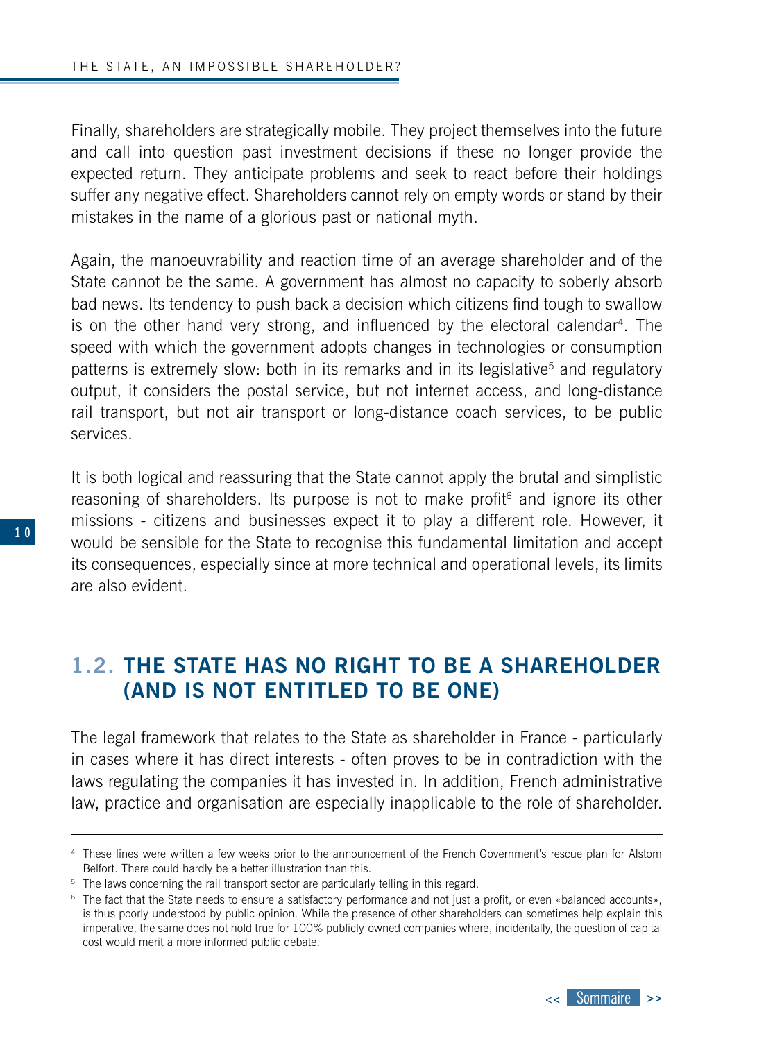Finally, shareholders are strategically mobile. They project themselves into the future and call into question past investment decisions if these no longer provide the expected return. They anticipate problems and seek to react before their holdings suffer any negative effect. Shareholders cannot rely on empty words or stand by their mistakes in the name of a glorious past or national myth.

Again, the manoeuvrability and reaction time of an average shareholder and of the State cannot be the same. A government has almost no capacity to soberly absorb bad news. Its tendency to push back a decision which citizens find tough to swallow is on the other hand very strong, and influenced by the electoral calendar[4]. The speed with which the government adopts changes in technologies or consumption patterns is extremely slow: both in its remarks and in its legislative[5] and regulatory output, it considers the postal service, but not internet access, and long-distance rail transport, but not air transport or long-distance coach services, to be public services.

It is both logical and reassuring that the State cannot apply the brutal and simplistic reasoning of shareholders. Its purpose is not to make profit[6] and ignore its other missions - citizens and businesses expect it to play a different role. However, it would be sensible for the State to recognise this fundamental limitation and accept its consequences, especially since at more technical and operational levels, its limits are also evident.

## 1.2. THE STATE HAS NO RIGHT TO BE A SHAREHOLDER (AND IS NOT ENTITLED TO BE ONE)

The legal framework that relates to the State as shareholder in France - particularly in cases where it has direct interests - often proves to be in contradiction with the laws regulating the companies it has invested in. In addition, French administrative law, practice and organisation are especially inapplicable to the role of shareholder.

---

[4] These lines were written a few weeks prior to the announcement of the French Government's rescue plan for Alstom Belfort. There could hardly be a better illustration than this.

[5] The laws concerning the rail transport sector are particularly telling in this regard.

[6] The fact that the State needs to ensure a satisfactory performance and not just a profit, or even «balanced accounts», is thus poorly understood by public opinion. While the presence of other shareholders can sometimes help explain this imperative, the same does not hold true for 100% publicly-owned companies where, incidentally, the question of capital cost would merit a more informed public debate.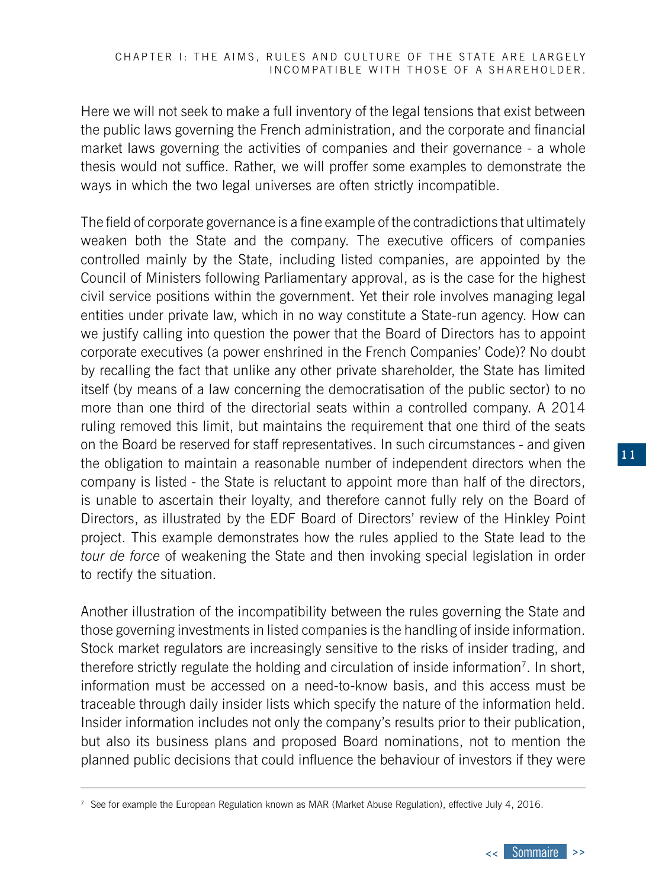Here we will not seek to make a full inventory of the legal tensions that exist between the public laws governing the French administration, and the corporate and financial market laws governing the activities of companies and their governance - a whole thesis would not suffice. Rather, we will proffer some examples to demonstrate the ways in which the two legal universes are often strictly incompatible.

The field of corporate governance is a fine example of the contradictions that ultimately weaken both the State and the company. The executive officers of companies controlled mainly by the State, including listed companies, are appointed by the Council of Ministers following Parliamentary approval, as is the case for the highest civil service positions within the government. Yet their role involves managing legal entities under private law, which in no way constitute a State-run agency. How can we justify calling into question the power that the Board of Directors has to appoint corporate executives (a power enshrined in the French Companies' Code)? No doubt by recalling the fact that unlike any other private shareholder, the State has limited itself (by means of a law concerning the democratisation of the public sector) to no more than one third of the directorial seats within a controlled company. A 2014 ruling removed this limit, but maintains the requirement that one third of the seats on the Board be reserved for staff representatives. In such circumstances - and given the obligation to maintain a reasonable number of independent directors when the company is listed - the State is reluctant to appoint more than half of the directors, is unable to ascertain their loyalty, and therefore cannot fully rely on the Board of Directors, as illustrated by the EDF Board of Directors' review of the Hinkley Point project. This example demonstrates how the rules applied to the State lead to the *tour de force* of weakening the State and then invoking special legislation in order to rectify the situation.

Another illustration of the incompatibility between the rules governing the State and those governing investments in listed companies is the handling of inside information. Stock market regulators are increasingly sensitive to the risks of insider trading, and therefore strictly regulate the holding and circulation of inside information[7]. In short, information must be accessed on a need-to-know basis, and this access must be traceable through daily insider lists which specify the nature of the information held. Insider information includes not only the company's results prior to their publication, but also its business plans and proposed Board nominations, not to mention the planned public decisions that could influence the behaviour of investors if they were

[7] See for example the European Regulation known as MAR (Market Abuse Regulation), effective July 4, 2016.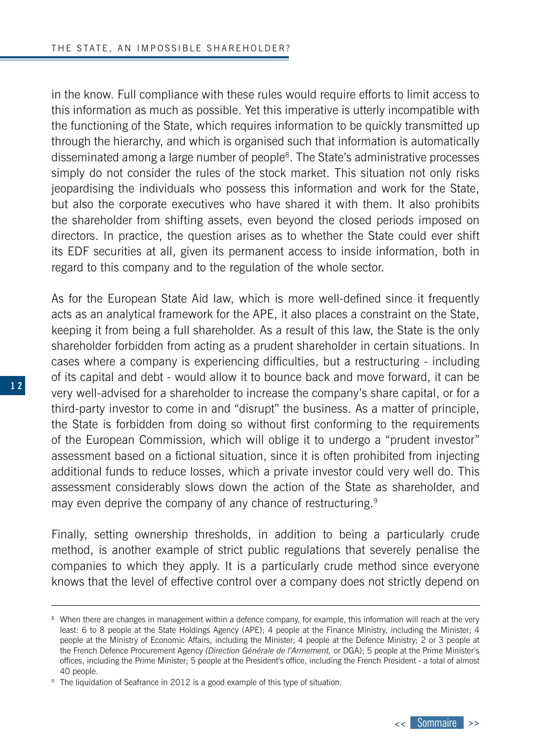in the know. Full compliance with these rules would require efforts to limit access to this information as much as possible. Yet this imperative is utterly incompatible with the functioning of the State, which requires information to be quickly transmitted up through the hierarchy, and which is organised such that information is automatically disseminated among a large number of people[8]. The State's administrative processes simply do not consider the rules of the stock market. This situation not only risks jeopardising the individuals who possess this information and work for the State, but also the corporate executives who have shared it with them. It also prohibits the shareholder from shifting assets, even beyond the closed periods imposed on directors. In practice, the question arises as to whether the State could ever shift its EDF securities at all, given its permanent access to inside information, both in regard to this company and to the regulation of the whole sector.

As for the European State Aid law, which is more well-defined since it frequently acts as an analytical framework for the APE, it also places a constraint on the State, keeping it from being a full shareholder. As a result of this law, the State is the only shareholder forbidden from acting as a prudent shareholder in certain situations. In cases where a company is experiencing difficulties, but a restructuring - including of its capital and debt - would allow it to bounce back and move forward, it can be very well-advised for a shareholder to increase the company's share capital, or for a third-party investor to come in and "disrupt" the business. As a matter of principle, the State is forbidden from doing so without first conforming to the requirements of the European Commission, which will oblige it to undergo a "prudent investor" assessment based on a fictional situation, since it is often prohibited from injecting additional funds to reduce losses, which a private investor could very well do. This assessment considerably slows down the action of the State as shareholder, and may even deprive the company of any chance of restructuring.[9]

Finally, setting ownership thresholds, in addition to being a particularly crude method, is another example of strict public regulations that severely penalise the companies to which they apply. It is a particularly crude method since everyone knows that the level of effective control over a company does not strictly depend on

---

[8] When there are changes in management within a defence company, for example, this information will reach at the very least: 6 to 8 people at the State Holdings Agency (APE); 4 people at the Finance Ministry, including the Minister; 4 people at the Ministry of Economic Affairs, including the Minister; 4 people at the Defence Ministry; 2 or 3 people at the French Defence Procurement Agency *(Direction Générale de l'Armement,* or DGA); 5 people at the Prime Minister's offices, including the Prime Minister; 5 people at the President's office, including the French President - a total of almost 40 people.

[9] The liquidation of Seafrance in 2012 is a good example of this type of situation.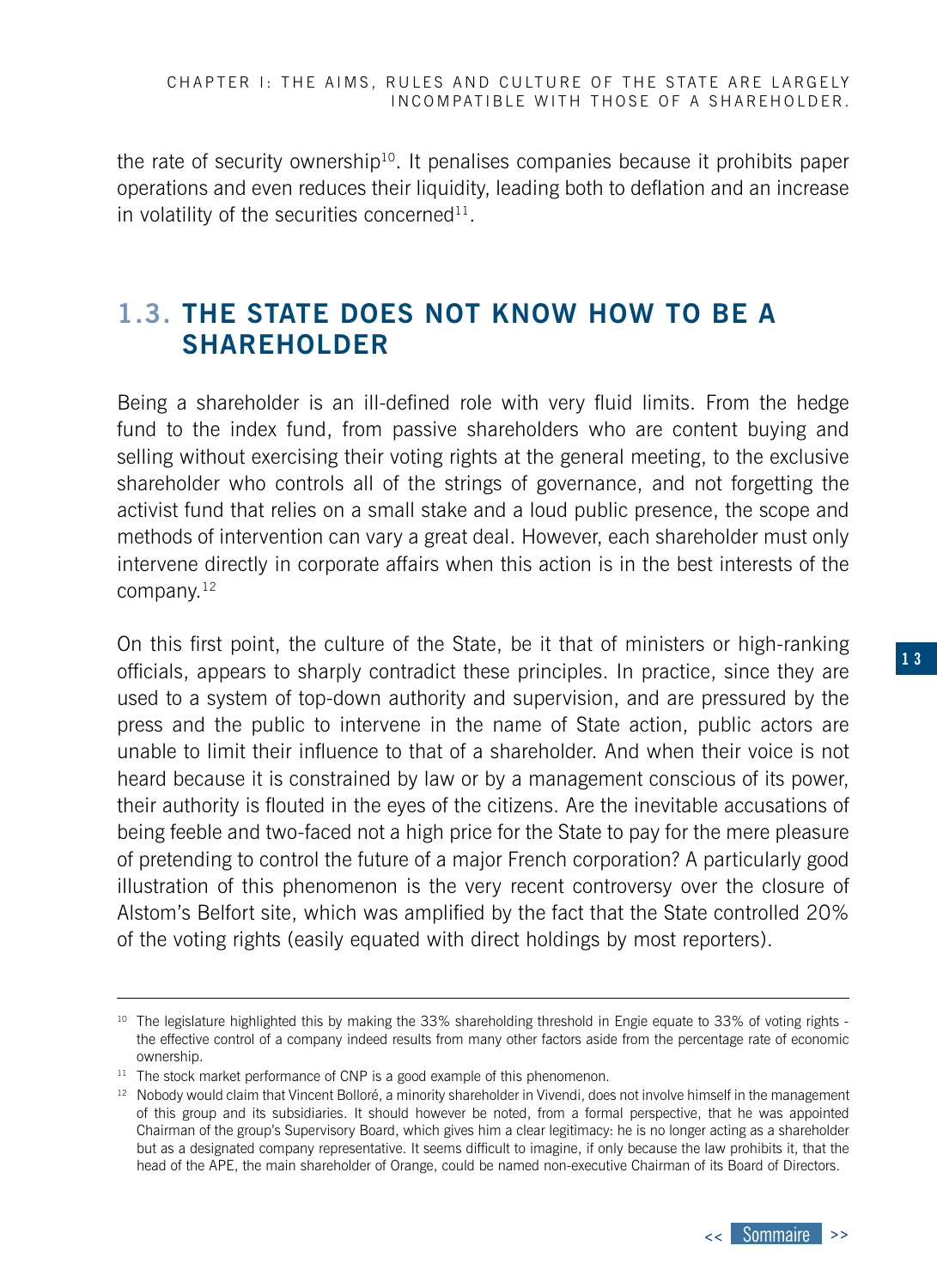the rate of security ownership[10]. It penalises companies because it prohibits paper operations and even reduces their liquidity, leading both to deflation and an increase in volatility of the securities concerned[11].

## 1.3. THE STATE DOES NOT KNOW HOW TO BE A SHAREHOLDER

Being a shareholder is an ill-defined role with very fluid limits. From the hedge fund to the index fund, from passive shareholders who are content buying and selling without exercising their voting rights at the general meeting, to the exclusive shareholder who controls all of the strings of governance, and not forgetting the activist fund that relies on a small stake and a loud public presence, the scope and methods of intervention can vary a great deal. However, each shareholder must only intervene directly in corporate affairs when this action is in the best interests of the company.[12]

On this first point, the culture of the State, be it that of ministers or high-ranking officials, appears to sharply contradict these principles. In practice, since they are used to a system of top-down authority and supervision, and are pressured by the press and the public to intervene in the name of State action, public actors are unable to limit their influence to that of a shareholder. And when their voice is not heard because it is constrained by law or by a management conscious of its power, their authority is flouted in the eyes of the citizens. Are the inevitable accusations of being feeble and two-faced not a high price for the State to pay for the mere pleasure of pretending to control the future of a major French corporation? A particularly good illustration of this phenomenon is the very recent controversy over the closure of Alstom's Belfort site, which was amplified by the fact that the State controlled 20% of the voting rights (easily equated with direct holdings by most reporters).

---

[10] The legislature highlighted this by making the 33% shareholding threshold in Engie equate to 33% of voting rights - the effective control of a company indeed results from many other factors aside from the percentage rate of economic ownership.

[11] The stock market performance of CNP is a good example of this phenomenon.

[12] Nobody would claim that Vincent Bolloré, a minority shareholder in Vivendi, does not involve himself in the management of this group and its subsidiaries. It should however be noted, from a formal perspective, that he was appointed Chairman of the group's Supervisory Board, which gives him a clear legitimacy: he is no longer acting as a shareholder but as a designated company representative. It seems difficult to imagine, if only because the law prohibits it, that the head of the APE, the main shareholder of Orange, could be named non-executive Chairman of its Board of Directors.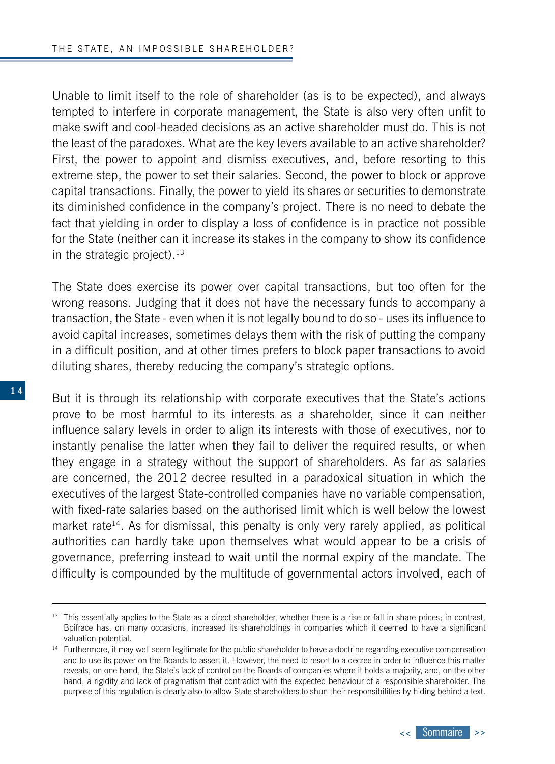Unable to limit itself to the role of shareholder (as is to be expected), and always tempted to interfere in corporate management, the State is also very often unfit to make swift and cool-headed decisions as an active shareholder must do. This is not the least of the paradoxes. What are the key levers available to an active shareholder? First, the power to appoint and dismiss executives, and, before resorting to this extreme step, the power to set their salaries. Second, the power to block or approve capital transactions. Finally, the power to yield its shares or securities to demonstrate its diminished confidence in the company's project. There is no need to debate the fact that yielding in order to display a loss of confidence is in practice not possible for the State (neither can it increase its stakes in the company to show its confidence in the strategic project).[13]

The State does exercise its power over capital transactions, but too often for the wrong reasons. Judging that it does not have the necessary funds to accompany a transaction, the State - even when it is not legally bound to do so - uses its influence to avoid capital increases, sometimes delays them with the risk of putting the company in a difficult position, and at other times prefers to block paper transactions to avoid diluting shares, thereby reducing the company's strategic options.

But it is through its relationship with corporate executives that the State's actions prove to be most harmful to its interests as a shareholder, since it can neither influence salary levels in order to align its interests with those of executives, nor to instantly penalise the latter when they fail to deliver the required results, or when they engage in a strategy without the support of shareholders. As far as salaries are concerned, the 2012 decree resulted in a paradoxical situation in which the executives of the largest State-controlled companies have no variable compensation, with fixed-rate salaries based on the authorised limit which is well below the lowest market rate[14]. As for dismissal, this penalty is only very rarely applied, as political authorities can hardly take upon themselves what would appear to be a crisis of governance, preferring instead to wait until the normal expiry of the mandate. The difficulty is compounded by the multitude of governmental actors involved, each of

---

[13] This essentially applies to the State as a direct shareholder, whether there is a rise or fall in share prices; in contrast, Bpifrace has, on many occasions, increased its shareholdings in companies which it deemed to have a significant valuation potential.

[14] Furthermore, it may well seem legitimate for the public shareholder to have a doctrine regarding executive compensation and to use its power on the Boards to assert it. However, the need to resort to a decree in order to influence this matter reveals, on one hand, the State's lack of control on the Boards of companies where it holds a majority, and, on the other hand, a rigidity and lack of pragmatism that contradict with the expected behaviour of a responsible shareholder. The purpose of this regulation is clearly also to allow State shareholders to shun their responsibilities by hiding behind a text.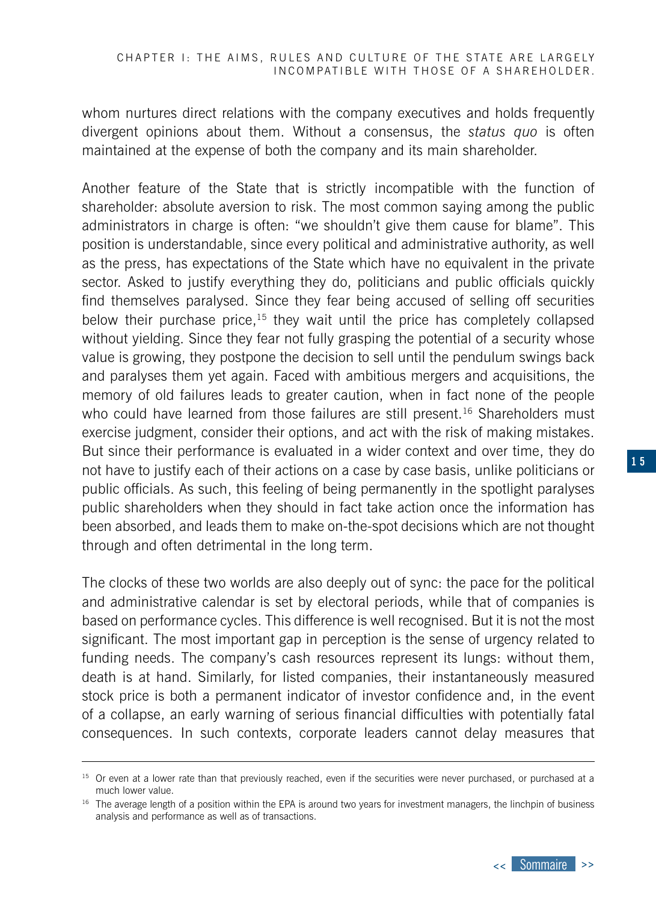whom nurtures direct relations with the company executives and holds frequently divergent opinions about them. Without a consensus, the *status quo* is often maintained at the expense of both the company and its main shareholder.

Another feature of the State that is strictly incompatible with the function of shareholder: absolute aversion to risk. The most common saying among the public administrators in charge is often: "we shouldn't give them cause for blame". This position is understandable, since every political and administrative authority, as well as the press, has expectations of the State which have no equivalent in the private sector. Asked to justify everything they do, politicians and public officials quickly find themselves paralysed. Since they fear being accused of selling off securities below their purchase price,[15] they wait until the price has completely collapsed without yielding. Since they fear not fully grasping the potential of a security whose value is growing, they postpone the decision to sell until the pendulum swings back and paralyses them yet again. Faced with ambitious mergers and acquisitions, the memory of old failures leads to greater caution, when in fact none of the people who could have learned from those failures are still present.[16] Shareholders must exercise judgment, consider their options, and act with the risk of making mistakes. But since their performance is evaluated in a wider context and over time, they do not have to justify each of their actions on a case by case basis, unlike politicians or public officials. As such, this feeling of being permanently in the spotlight paralyses public shareholders when they should in fact take action once the information has been absorbed, and leads them to make on-the-spot decisions which are not thought through and often detrimental in the long term.

The clocks of these two worlds are also deeply out of sync: the pace for the political and administrative calendar is set by electoral periods, while that of companies is based on performance cycles. This difference is well recognised. But it is not the most significant. The most important gap in perception is the sense of urgency related to funding needs. The company's cash resources represent its lungs: without them, death is at hand. Similarly, for listed companies, their instantaneously measured stock price is both a permanent indicator of investor confidence and, in the event of a collapse, an early warning of serious financial difficulties with potentially fatal consequences. In such contexts, corporate leaders cannot delay measures that

---

[15] Or even at a lower rate than that previously reached, even if the securities were never purchased, or purchased at a much lower value.

[16] The average length of a position within the EPA is around two years for investment managers, the linchpin of business analysis and performance as well as of transactions.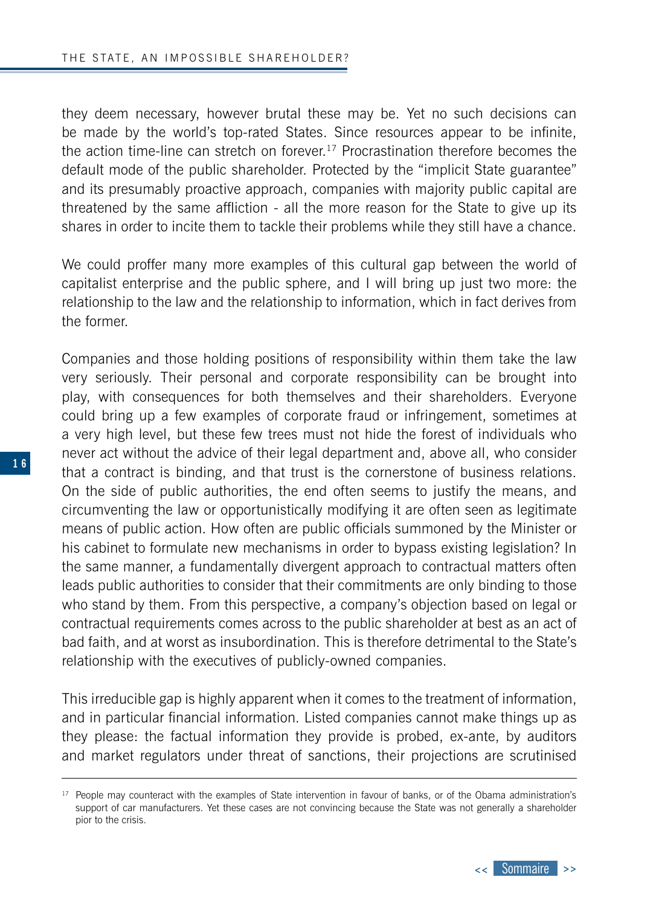they deem necessary, however brutal these may be. Yet no such decisions can be made by the world's top-rated States. Since resources appear to be infinite, the action time-line can stretch on forever.[17] Procrastination therefore becomes the default mode of the public shareholder. Protected by the "implicit State guarantee" and its presumably proactive approach, companies with majority public capital are threatened by the same affliction - all the more reason for the State to give up its shares in order to incite them to tackle their problems while they still have a chance.

We could proffer many more examples of this cultural gap between the world of capitalist enterprise and the public sphere, and I will bring up just two more: the relationship to the law and the relationship to information, which in fact derives from the former.

Companies and those holding positions of responsibility within them take the law very seriously. Their personal and corporate responsibility can be brought into play, with consequences for both themselves and their shareholders. Everyone could bring up a few examples of corporate fraud or infringement, sometimes at a very high level, but these few trees must not hide the forest of individuals who never act without the advice of their legal department and, above all, who consider that a contract is binding, and that trust is the cornerstone of business relations. On the side of public authorities, the end often seems to justify the means, and circumventing the law or opportunistically modifying it are often seen as legitimate means of public action. How often are public officials summoned by the Minister or his cabinet to formulate new mechanisms in order to bypass existing legislation? In the same manner, a fundamentally divergent approach to contractual matters often leads public authorities to consider that their commitments are only binding to those who stand by them. From this perspective, a company's objection based on legal or contractual requirements comes across to the public shareholder at best as an act of bad faith, and at worst as insubordination. This is therefore detrimental to the State's relationship with the executives of publicly-owned companies.

This irreducible gap is highly apparent when it comes to the treatment of information, and in particular financial information. Listed companies cannot make things up as they please: the factual information they provide is probed, ex-ante, by auditors and market regulators under threat of sanctions, their projections are scrutinised

---

[17] People may counteract with the examples of State intervention in favour of banks, or of the Obama administration's support of car manufacturers. Yet these cases are not convincing because the State was not generally a shareholder pior to the crisis.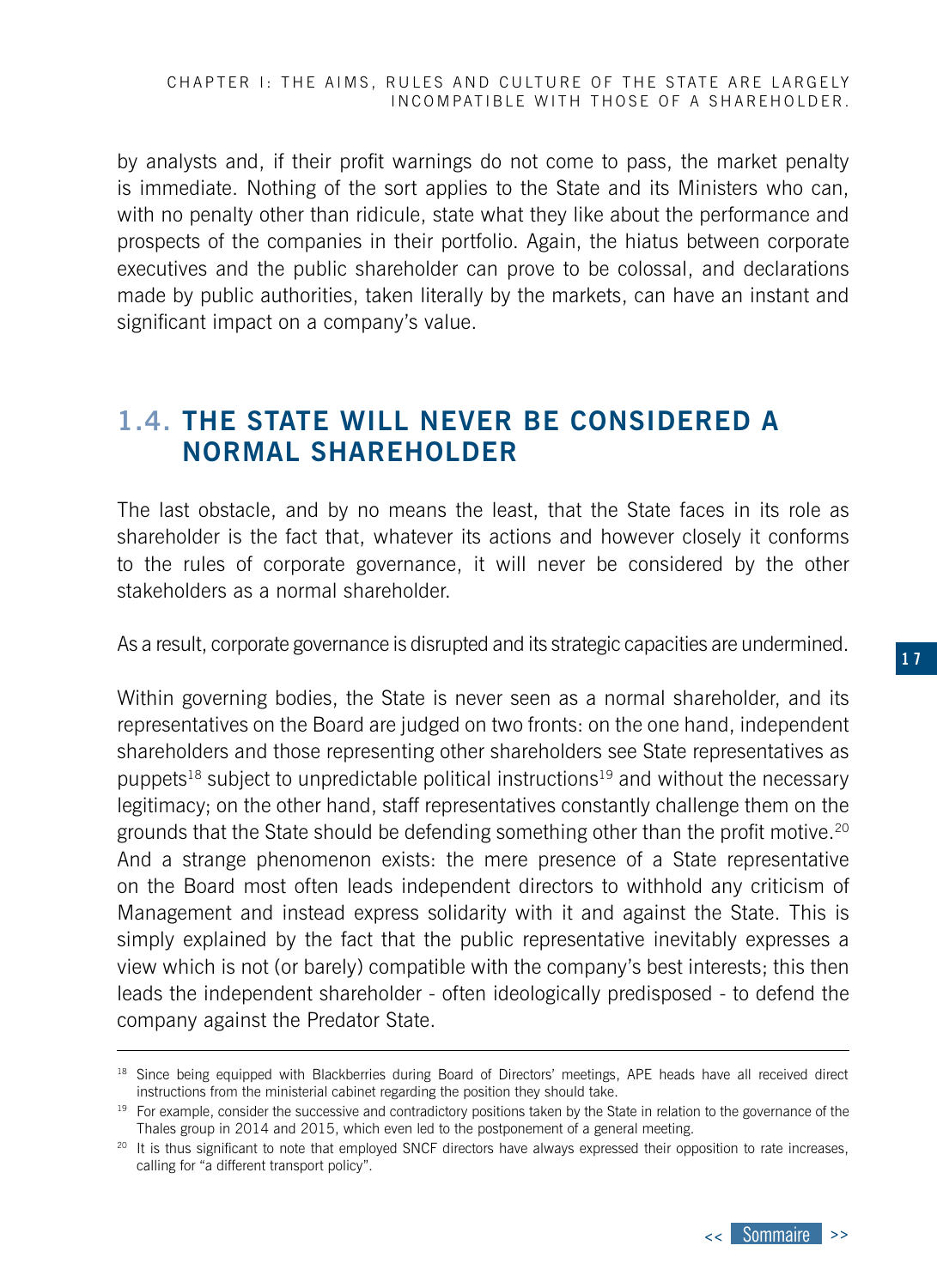by analysts and, if their profit warnings do not come to pass, the market penalty is immediate. Nothing of the sort applies to the State and its Ministers who can, with no penalty other than ridicule, state what they like about the performance and prospects of the companies in their portfolio. Again, the hiatus between corporate executives and the public shareholder can prove to be colossal, and declarations made by public authorities, taken literally by the markets, can have an instant and significant impact on a company's value.

## 1.4. THE STATE WILL NEVER BE CONSIDERED A NORMAL SHAREHOLDER

The last obstacle, and by no means the least, that the State faces in its role as shareholder is the fact that, whatever its actions and however closely it conforms to the rules of corporate governance, it will never be considered by the other stakeholders as a normal shareholder.

As a result, corporate governance is disrupted and its strategic capacities are undermined.

Within governing bodies, the State is never seen as a normal shareholder, and its representatives on the Board are judged on two fronts: on the one hand, independent shareholders and those representing other shareholders see State representatives as puppets[18] subject to unpredictable political instructions[19] and without the necessary legitimacy; on the other hand, staff representatives constantly challenge them on the grounds that the State should be defending something other than the profit motive.[20] And a strange phenomenon exists: the mere presence of a State representative on the Board most often leads independent directors to withhold any criticism of Management and instead express solidarity with it and against the State. This is simply explained by the fact that the public representative inevitably expresses a view which is not (or barely) compatible with the company's best interests; this then leads the independent shareholder - often ideologically predisposed - to defend the company against the Predator State.

---

[18] Since being equipped with Blackberries during Board of Directors' meetings, APE heads have all received direct instructions from the ministerial cabinet regarding the position they should take.

[19] For example, consider the successive and contradictory positions taken by the State in relation to the governance of the Thales group in 2014 and 2015, which even led to the postponement of a general meeting.

[20] It is thus significant to note that employed SNCF directors have always expressed their opposition to rate increases, calling for "a different transport policy".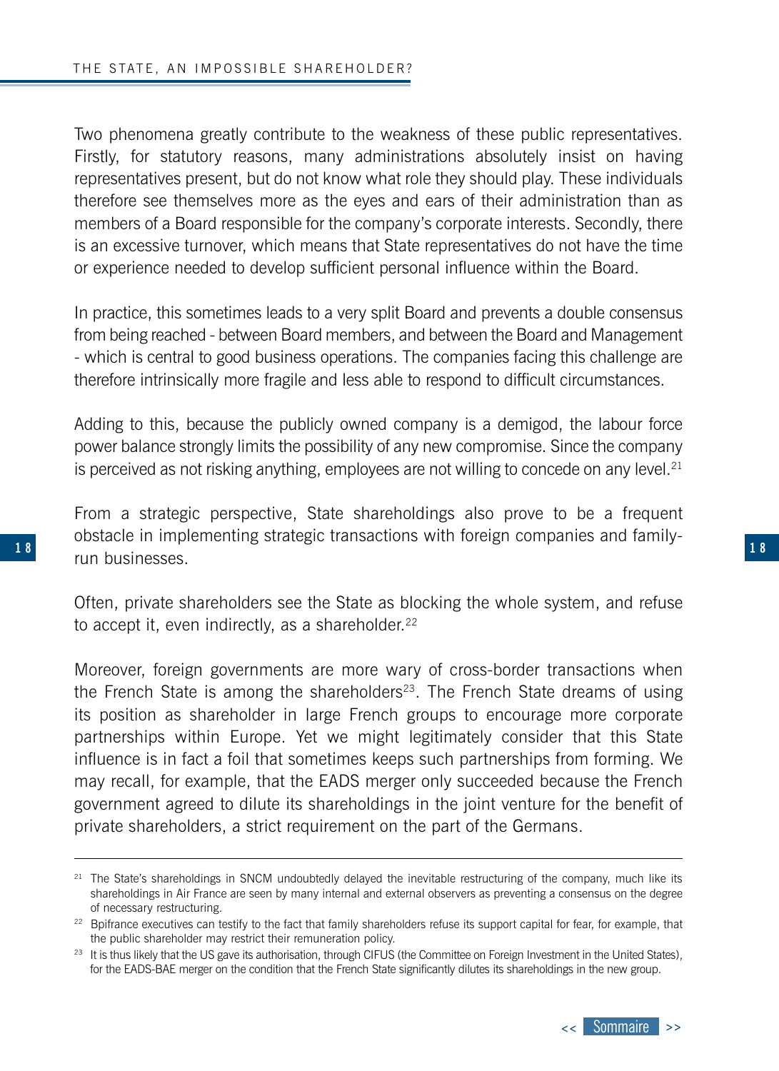Two phenomena greatly contribute to the weakness of these public representatives. Firstly, for statutory reasons, many administrations absolutely insist on having representatives present, but do not know what role they should play. These individuals therefore see themselves more as the eyes and ears of their administration than as members of a Board responsible for the company's corporate interests. Secondly, there is an excessive turnover, which means that State representatives do not have the time or experience needed to develop sufficient personal influence within the Board.

In practice, this sometimes leads to a very split Board and prevents a double consensus from being reached - between Board members, and between the Board and Management - which is central to good business operations. The companies facing this challenge are therefore intrinsically more fragile and less able to respond to difficult circumstances.

Adding to this, because the publicly owned company is a demigod, the labour force power balance strongly limits the possibility of any new compromise. Since the company is perceived as not risking anything, employees are not willing to concede on any level.[21]

From a strategic perspective, State shareholdings also prove to be a frequent obstacle in implementing strategic transactions with foreign companies and family-run businesses.

Often, private shareholders see the State as blocking the whole system, and refuse to accept it, even indirectly, as a shareholder.[22]

Moreover, foreign governments are more wary of cross-border transactions when the French State is among the shareholders[23]. The French State dreams of using its position as shareholder in large French groups to encourage more corporate partnerships within Europe. Yet we might legitimately consider that this State influence is in fact a foil that sometimes keeps such partnerships from forming. We may recall, for example, that the EADS merger only succeeded because the French government agreed to dilute its shareholdings in the joint venture for the benefit of private shareholders, a strict requirement on the part of the Germans.

---

[21] The State's shareholdings in SNCM undoubtedly delayed the inevitable restructuring of the company, much like its shareholdings in Air France are seen by many internal and external observers as preventing a consensus on the degree of necessary restructuring.

[22] Bpifrance executives can testify to the fact that family shareholders refuse its support capital for fear, for example, that the public shareholder may restrict their remuneration policy.

[23] It is thus likely that the US gave its authorisation, through CIFUS (the Committee on Foreign Investment in the United States), for the EADS-BAE merger on the condition that the French State significantly dilutes its shareholdings in the new group.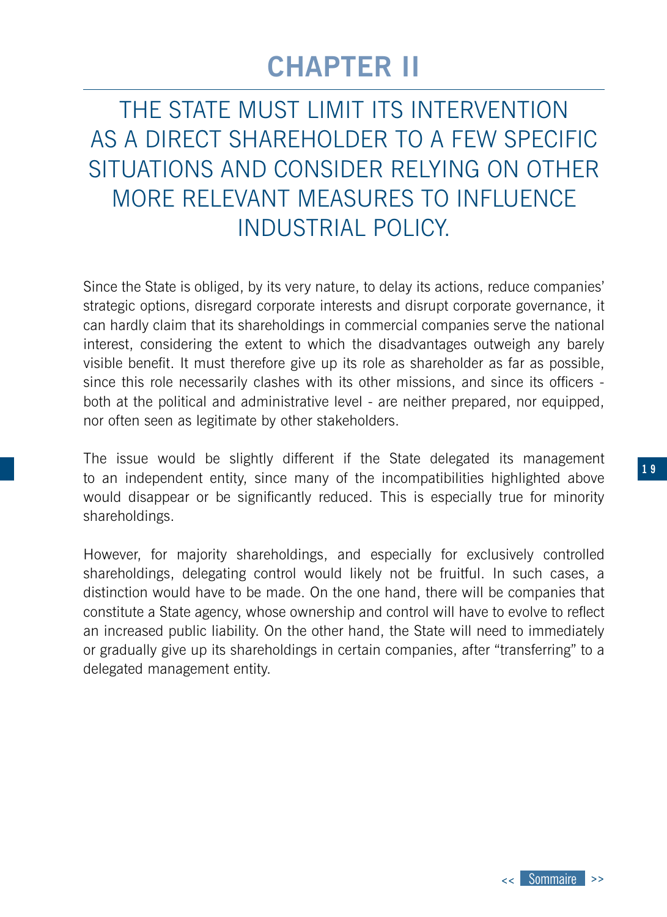# CHAPTER II

## THE STATE MUST LIMIT ITS INTERVENTION AS A DIRECT SHAREHOLDER TO A FEW SPECIFIC SITUATIONS AND CONSIDER RELYING ON OTHER MORE RELEVANT MEASURES TO INFLUENCE INDUSTRIAL POLICY.

Since the State is obliged, by its very nature, to delay its actions, reduce companies' strategic options, disregard corporate interests and disrupt corporate governance, it can hardly claim that its shareholdings in commercial companies serve the national interest, considering the extent to which the disadvantages outweigh any barely visible benefit. It must therefore give up its role as shareholder as far as possible, since this role necessarily clashes with its other missions, and since its officers - both at the political and administrative level - are neither prepared, nor equipped, nor often seen as legitimate by other stakeholders.

The issue would be slightly different if the State delegated its management to an independent entity, since many of the incompatibilities highlighted above would disappear or be significantly reduced. This is especially true for minority shareholdings.

However, for majority shareholdings, and especially for exclusively controlled shareholdings, delegating control would likely not be fruitful. In such cases, a distinction would have to be made. On the one hand, there will be companies that constitute a State agency, whose ownership and control will have to evolve to reflect an increased public liability. On the other hand, the State will need to immediately or gradually give up its shareholdings in certain companies, after "transferring" to a delegated management entity.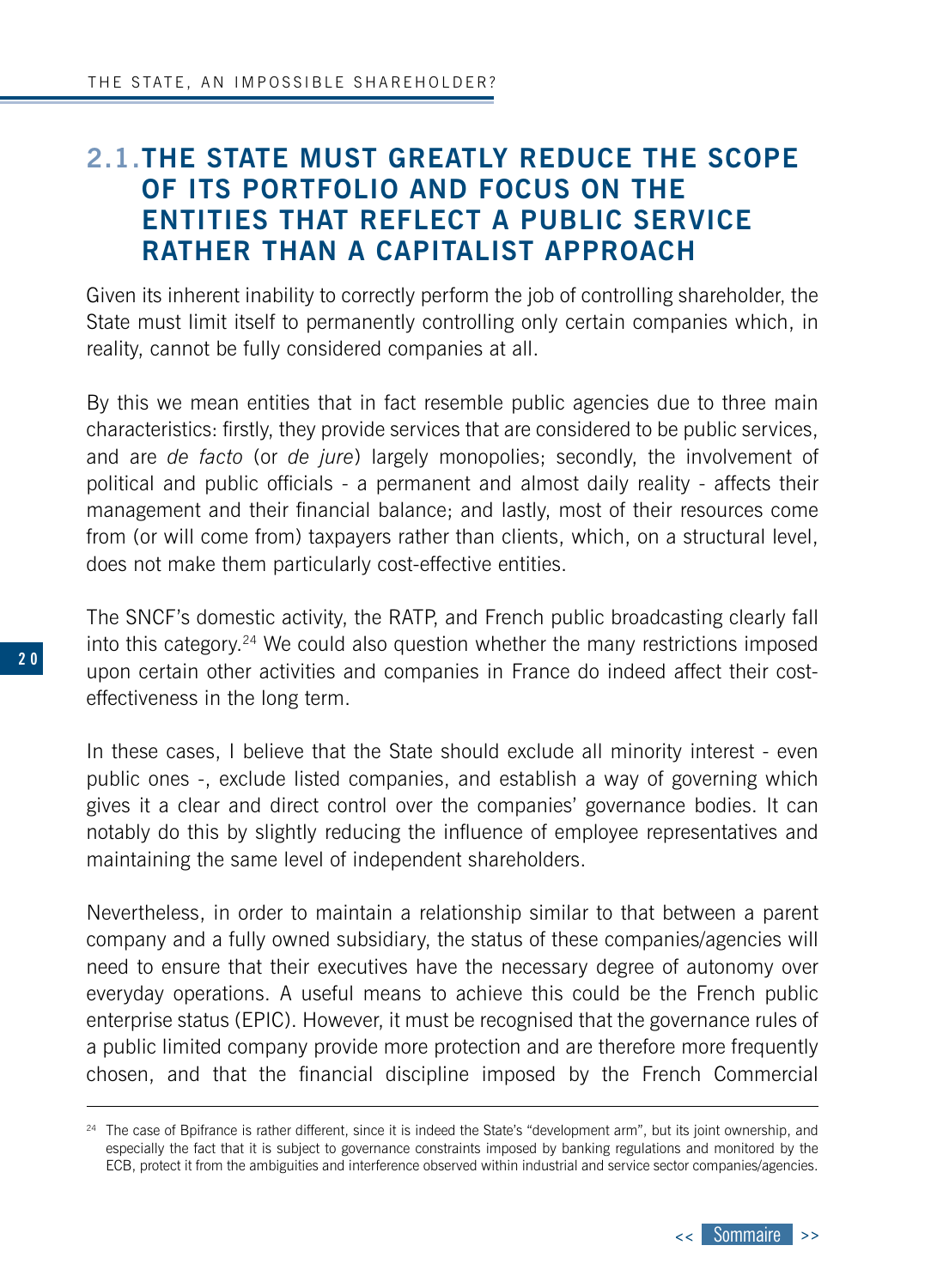## 2.1. THE STATE MUST GREATLY REDUCE THE SCOPE OF ITS PORTFOLIO AND FOCUS ON THE ENTITIES THAT REFLECT A PUBLIC SERVICE RATHER THAN A CAPITALIST APPROACH

Given its inherent inability to correctly perform the job of controlling shareholder, the State must limit itself to permanently controlling only certain companies which, in reality, cannot be fully considered companies at all.

By this we mean entities that in fact resemble public agencies due to three main characteristics: firstly, they provide services that are considered to be public services, and are *de facto* (or *de jure*) largely monopolies; secondly, the involvement of political and public officials - a permanent and almost daily reality - affects their management and their financial balance; and lastly, most of their resources come from (or will come from) taxpayers rather than clients, which, on a structural level, does not make them particularly cost-effective entities.

The SNCF's domestic activity, the RATP, and French public broadcasting clearly fall into this category.[24] We could also question whether the many restrictions imposed upon certain other activities and companies in France do indeed affect their cost-effectiveness in the long term.

In these cases, I believe that the State should exclude all minority interest - even public ones -, exclude listed companies, and establish a way of governing which gives it a clear and direct control over the companies' governance bodies. It can notably do this by slightly reducing the influence of employee representatives and maintaining the same level of independent shareholders.

Nevertheless, in order to maintain a relationship similar to that between a parent company and a fully owned subsidiary, the status of these companies/agencies will need to ensure that their executives have the necessary degree of autonomy over everyday operations. A useful means to achieve this could be the French public enterprise status (EPIC). However, it must be recognised that the governance rules of a public limited company provide more protection and are therefore more frequently chosen, and that the financial discipline imposed by the French Commercial

---

[24] The case of Bpifrance is rather different, since it is indeed the State's "development arm", but its joint ownership, and especially the fact that it is subject to governance constraints imposed by banking regulations and monitored by the ECB, protect it from the ambiguities and interference observed within industrial and service sector companies/agencies.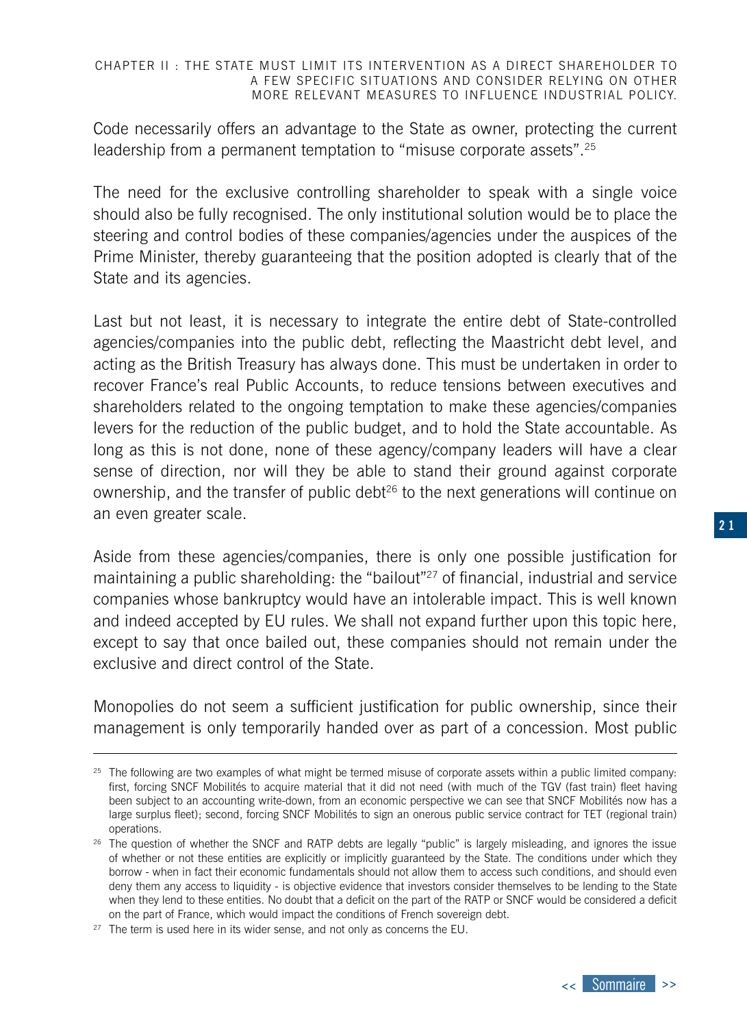Code necessarily offers an advantage to the State as owner, protecting the current leadership from a permanent temptation to "misuse corporate assets".[25]

The need for the exclusive controlling shareholder to speak with a single voice should also be fully recognised. The only institutional solution would be to place the steering and control bodies of these companies/agencies under the auspices of the Prime Minister, thereby guaranteeing that the position adopted is clearly that of the State and its agencies.

Last but not least, it is necessary to integrate the entire debt of State-controlled agencies/companies into the public debt, reflecting the Maastricht debt level, and acting as the British Treasury has always done. This must be undertaken in order to recover France's real Public Accounts, to reduce tensions between executives and shareholders related to the ongoing temptation to make these agencies/companies levers for the reduction of the public budget, and to hold the State accountable. As long as this is not done, none of these agency/company leaders will have a clear sense of direction, nor will they be able to stand their ground against corporate ownership, and the transfer of public debt[26] to the next generations will continue on an even greater scale.

Aside from these agencies/companies, there is only one possible justification for maintaining a public shareholding: the "bailout"[27] of financial, industrial and service companies whose bankruptcy would have an intolerable impact. This is well known and indeed accepted by EU rules. We shall not expand further upon this topic here, except to say that once bailed out, these companies should not remain under the exclusive and direct control of the State.

Monopolies do not seem a sufficient justification for public ownership, since their management is only temporarily handed over as part of a concession. Most public

---

[25] The following are two examples of what might be termed misuse of corporate assets within a public limited company: first, forcing SNCF Mobilités to acquire material that it did not need (with much of the TGV (fast train) fleet having been subject to an accounting write-down, from an economic perspective we can see that SNCF Mobilités now has a large surplus fleet); second, forcing SNCF Mobilités to sign an onerous public service contract for TET (regional train) operations.

[26] The question of whether the SNCF and RATP debts are legally "public" is largely misleading, and ignores the issue of whether or not these entities are explicitly or implicitly guaranteed by the State. The conditions under which they borrow - when in fact their economic fundamentals should not allow them to access such conditions, and should even deny them any access to liquidity - is objective evidence that investors consider themselves to be lending to the State when they lend to these entities. No doubt that a deficit on the part of the RATP or SNCF would be considered a deficit on the part of France, which would impact the conditions of French sovereign debt.

[27] The term is used here in its wider sense, and not only as concerns the EU.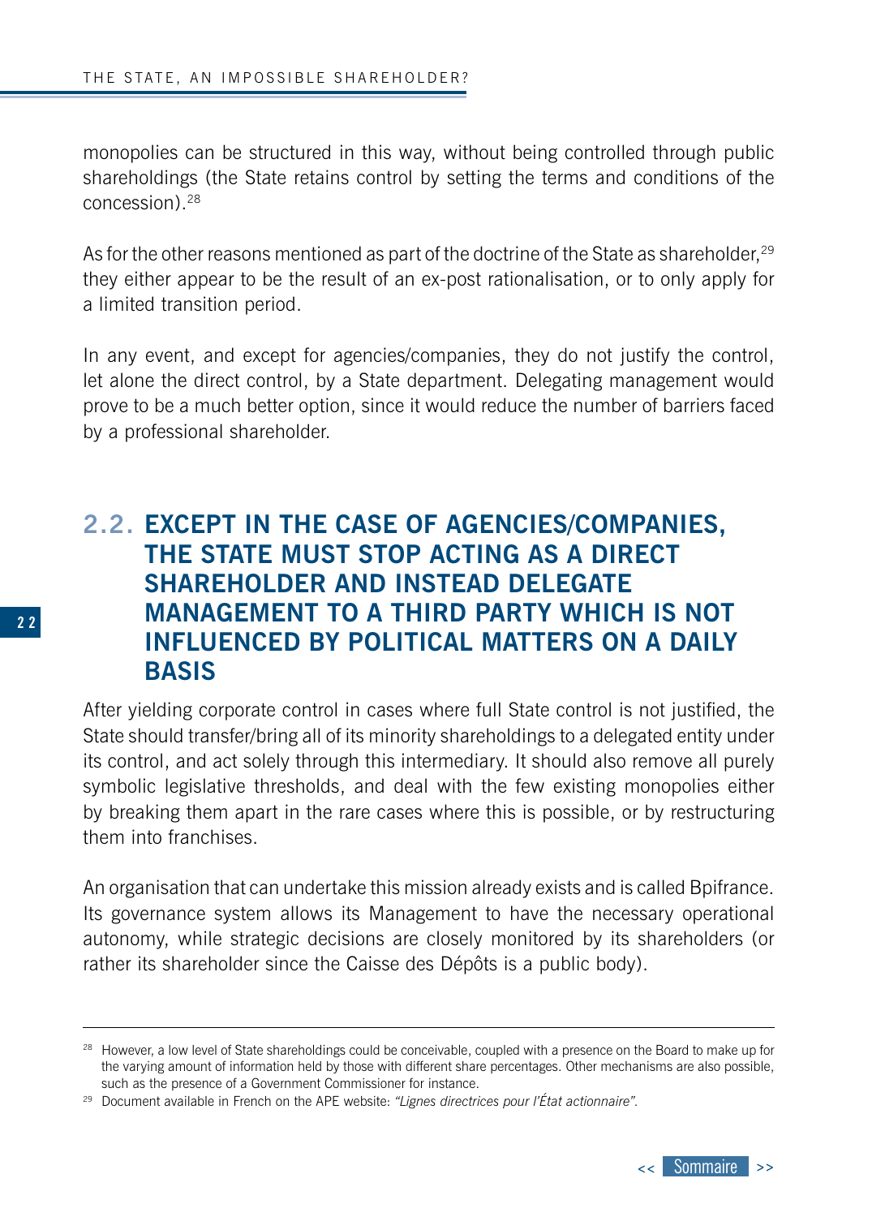monopolies can be structured in this way, without being controlled through public shareholdings (the State retains control by setting the terms and conditions of the concession).[28]

As for the other reasons mentioned as part of the doctrine of the State as shareholder,[29] they either appear to be the result of an ex-post rationalisation, or to only apply for a limited transition period.

In any event, and except for agencies/companies, they do not justify the control, let alone the direct control, by a State department. Delegating management would prove to be a much better option, since it would reduce the number of barriers faced by a professional shareholder.

## 2.2. EXCEPT IN THE CASE OF AGENCIES/COMPANIES, THE STATE MUST STOP ACTING AS A DIRECT SHAREHOLDER AND INSTEAD DELEGATE MANAGEMENT TO A THIRD PARTY WHICH IS NOT INFLUENCED BY POLITICAL MATTERS ON A DAILY BASIS

After yielding corporate control in cases where full State control is not justified, the State should transfer/bring all of its minority shareholdings to a delegated entity under its control, and act solely through this intermediary. It should also remove all purely symbolic legislative thresholds, and deal with the few existing monopolies either by breaking them apart in the rare cases where this is possible, or by restructuring them into franchises.

An organisation that can undertake this mission already exists and is called Bpifrance. Its governance system allows its Management to have the necessary operational autonomy, while strategic decisions are closely monitored by its shareholders (or rather its shareholder since the Caisse des Dépôts is a public body).

---

[28] However, a low level of State shareholdings could be conceivable, coupled with a presence on the Board to make up for the varying amount of information held by those with different share percentages. Other mechanisms are also possible, such as the presence of a Government Commissioner for instance.

[29] Document available in French on the APE website: *"Lignes directrices pour l'État actionnaire".*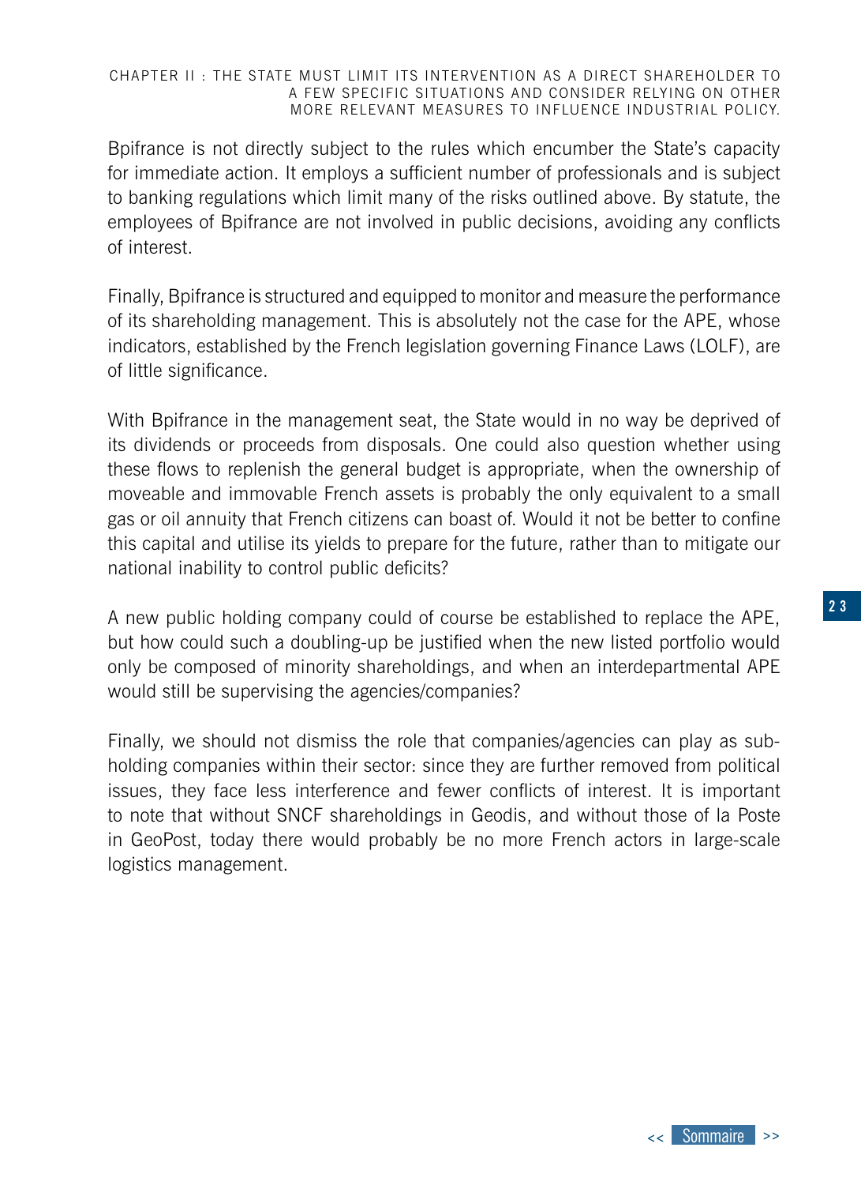Bpifrance is not directly subject to the rules which encumber the State's capacity for immediate action. It employs a sufficient number of professionals and is subject to banking regulations which limit many of the risks outlined above. By statute, the employees of Bpifrance are not involved in public decisions, avoiding any conflicts of interest.

Finally, Bpifrance is structured and equipped to monitor and measure the performance of its shareholding management. This is absolutely not the case for the APE, whose indicators, established by the French legislation governing Finance Laws (LOLF), are of little significance.

With Bpifrance in the management seat, the State would in no way be deprived of its dividends or proceeds from disposals. One could also question whether using these flows to replenish the general budget is appropriate, when the ownership of moveable and immovable French assets is probably the only equivalent to a small gas or oil annuity that French citizens can boast of. Would it not be better to confine this capital and utilise its yields to prepare for the future, rather than to mitigate our national inability to control public deficits?

A new public holding company could of course be established to replace the APE, but how could such a doubling-up be justified when the new listed portfolio would only be composed of minority shareholdings, and when an interdepartmental APE would still be supervising the agencies/companies?

Finally, we should not dismiss the role that companies/agencies can play as sub-holding companies within their sector: since they are further removed from political issues, they face less interference and fewer conflicts of interest. It is important to note that without SNCF shareholdings in Geodis, and without those of la Poste in GeoPost, today there would probably be no more French actors in large-scale logistics management.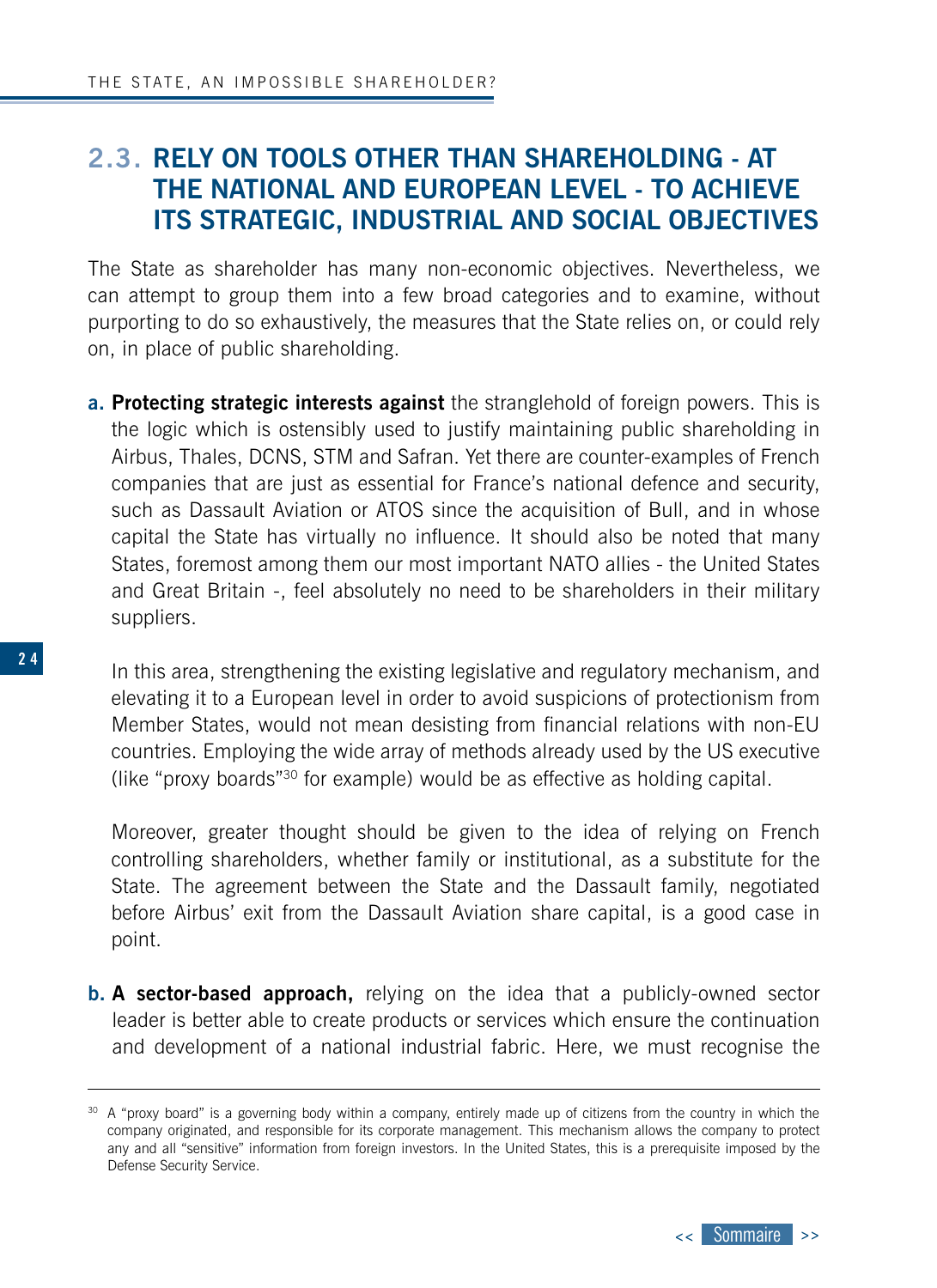## 2.3. RELY ON TOOLS OTHER THAN SHAREHOLDING - AT THE NATIONAL AND EUROPEAN LEVEL - TO ACHIEVE ITS STRATEGIC, INDUSTRIAL AND SOCIAL OBJECTIVES

The State as shareholder has many non-economic objectives. Nevertheless, we can attempt to group them into a few broad categories and to examine, without purporting to do so exhaustively, the measures that the State relies on, or could rely on, in place of public shareholding.

**a. Protecting strategic interests against** the stranglehold of foreign powers. This is the logic which is ostensibly used to justify maintaining public shareholding in Airbus, Thales, DCNS, STM and Safran. Yet there are counter-examples of French companies that are just as essential for France's national defence and security, such as Dassault Aviation or ATOS since the acquisition of Bull, and in whose capital the State has virtually no influence. It should also be noted that many States, foremost among them our most important NATO allies - the United States and Great Britain -, feel absolutely no need to be shareholders in their military suppliers.

In this area, strengthening the existing legislative and regulatory mechanism, and elevating it to a European level in order to avoid suspicions of protectionism from Member States, would not mean desisting from financial relations with non-EU countries. Employing the wide array of methods already used by the US executive (like "proxy boards"[30] for example) would be as effective as holding capital.

Moreover, greater thought should be given to the idea of relying on French controlling shareholders, whether family or institutional, as a substitute for the State. The agreement between the State and the Dassault family, negotiated before Airbus' exit from the Dassault Aviation share capital, is a good case in point.

**b. A sector-based approach,** relying on the idea that a publicly-owned sector leader is better able to create products or services which ensure the continuation and development of a national industrial fabric. Here, we must recognise the

---

[30] A "proxy board" is a governing body within a company, entirely made up of citizens from the country in which the company originated, and responsible for its corporate management. This mechanism allows the company to protect any and all "sensitive" information from foreign investors. In the United States, this is a prerequisite imposed by the Defense Security Service.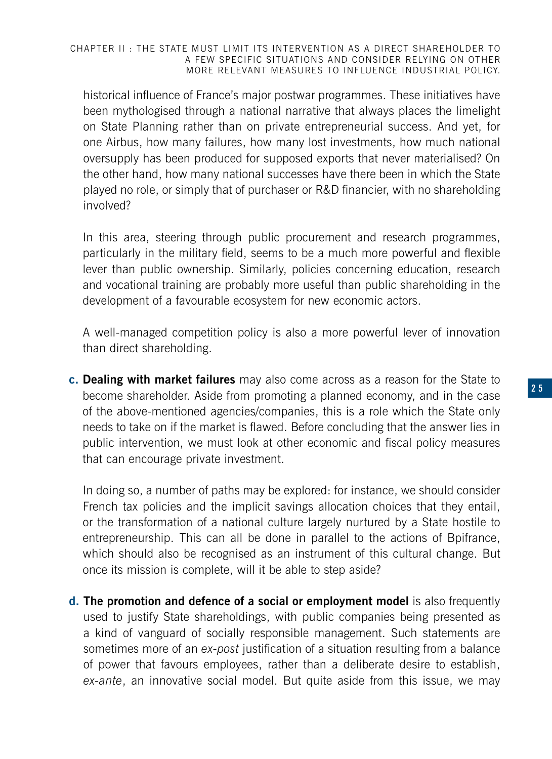historical influence of France's major postwar programmes. These initiatives have been mythologised through a national narrative that always places the limelight on State Planning rather than on private entrepreneurial success. And yet, for one Airbus, how many failures, how many lost investments, how much national oversupply has been produced for supposed exports that never materialised? On the other hand, how many national successes have there been in which the State played no role, or simply that of purchaser or R&D financier, with no shareholding involved?

In this area, steering through public procurement and research programmes, particularly in the military field, seems to be a much more powerful and flexible lever than public ownership. Similarly, policies concerning education, research and vocational training are probably more useful than public shareholding in the development of a favourable ecosystem for new economic actors.

A well-managed competition policy is also a more powerful lever of innovation than direct shareholding.

c. **Dealing with market failures** may also come across as a reason for the State to become shareholder. Aside from promoting a planned economy, and in the case of the above-mentioned agencies/companies, this is a role which the State only needs to take on if the market is flawed. Before concluding that the answer lies in public intervention, we must look at other economic and fiscal policy measures that can encourage private investment.

   In doing so, a number of paths may be explored: for instance, we should consider French tax policies and the implicit savings allocation choices that they entail, or the transformation of a national culture largely nurtured by a State hostile to entrepreneurship. This can all be done in parallel to the actions of Bpifrance, which should also be recognised as an instrument of this cultural change. But once its mission is complete, will it be able to step aside?

d. **The promotion and defence of a social or employment model** is also frequently used to justify State shareholdings, with public companies being presented as a kind of vanguard of socially responsible management. Such statements are sometimes more of an *ex-post* justification of a situation resulting from a balance of power that favours employees, rather than a deliberate desire to establish, *ex-ante*, an innovative social model. But quite aside from this issue, we may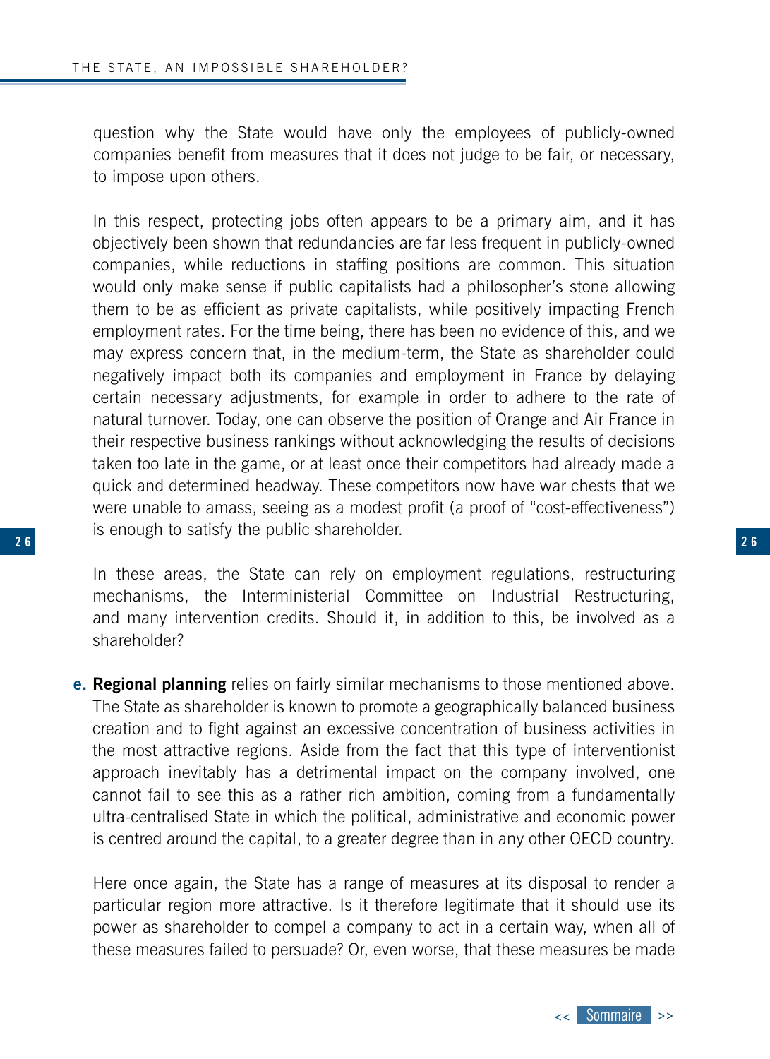question why the State would have only the employees of publicly-owned companies benefit from measures that it does not judge to be fair, or necessary, to impose upon others.

In this respect, protecting jobs often appears to be a primary aim, and it has objectively been shown that redundancies are far less frequent in publicly-owned companies, while reductions in staffing positions are common. This situation would only make sense if public capitalists had a philosopher's stone allowing them to be as efficient as private capitalists, while positively impacting French employment rates. For the time being, there has been no evidence of this, and we may express concern that, in the medium-term, the State as shareholder could negatively impact both its companies and employment in France by delaying certain necessary adjustments, for example in order to adhere to the rate of natural turnover. Today, one can observe the position of Orange and Air France in their respective business rankings without acknowledging the results of decisions taken too late in the game, or at least once their competitors had already made a quick and determined headway. These competitors now have war chests that we were unable to amass, seeing as a modest profit (a proof of "cost-effectiveness") is enough to satisfy the public shareholder.

In these areas, the State can rely on employment regulations, restructuring mechanisms, the Interministerial Committee on Industrial Restructuring, and many intervention credits. Should it, in addition to this, be involved as a shareholder?

e. **Regional planning** relies on fairly similar mechanisms to those mentioned above. The State as shareholder is known to promote a geographically balanced business creation and to fight against an excessive concentration of business activities in the most attractive regions. Aside from the fact that this type of interventionist approach inevitably has a detrimental impact on the company involved, one cannot fail to see this as a rather rich ambition, coming from a fundamentally ultra-centralised State in which the political, administrative and economic power is centred around the capital, to a greater degree than in any other OECD country.

Here once again, the State has a range of measures at its disposal to render a particular region more attractive. Is it therefore legitimate that it should use its power as shareholder to compel a company to act in a certain way, when all of these measures failed to persuade? Or, even worse, that these measures be made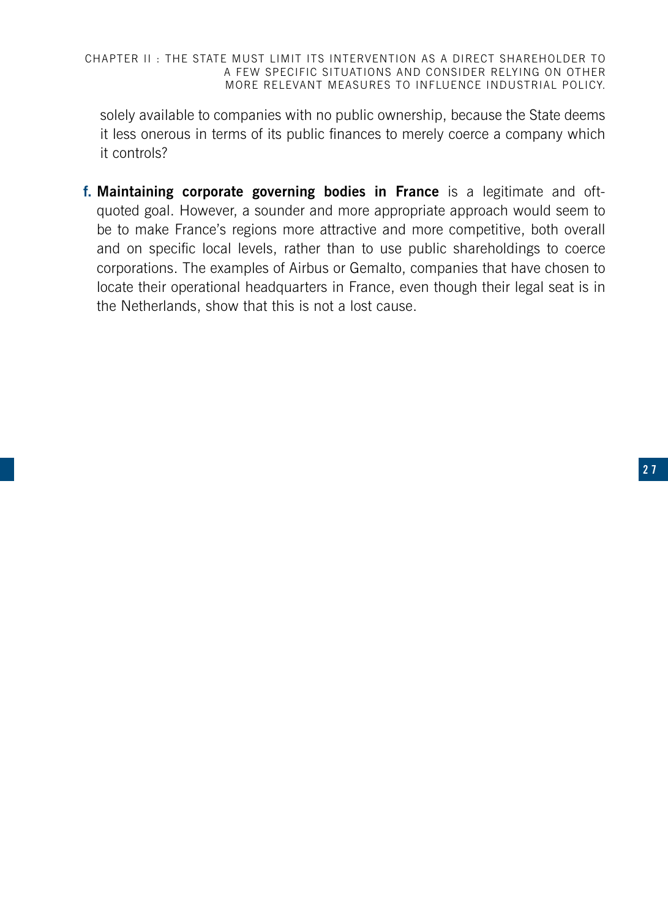solely available to companies with no public ownership, because the State deems it less onerous in terms of its public finances to merely coerce a company which it controls?

f. **Maintaining corporate governing bodies in France** is a legitimate and oft-quoted goal. However, a sounder and more appropriate approach would seem to be to make France's regions more attractive and more competitive, both overall and on specific local levels, rather than to use public shareholdings to coerce corporations. The examples of Airbus or Gemalto, companies that have chosen to locate their operational headquarters in France, even though their legal seat is in the Netherlands, show that this is not a lost cause.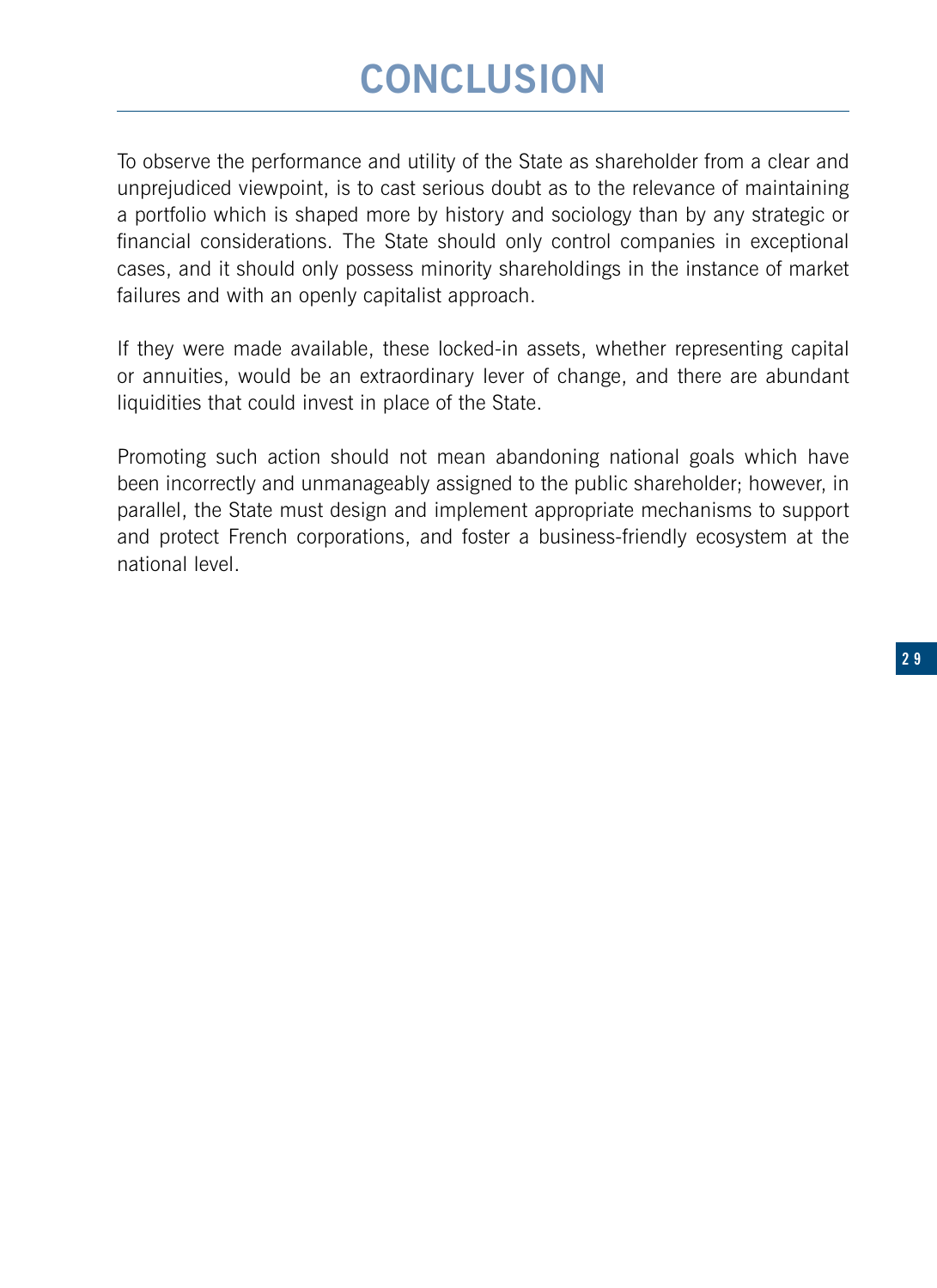# CONCLUSION

To observe the performance and utility of the State as shareholder from a clear and unprejudiced viewpoint, is to cast serious doubt as to the relevance of maintaining a portfolio which is shaped more by history and sociology than by any strategic or financial considerations. The State should only control companies in exceptional cases, and it should only possess minority shareholdings in the instance of market failures and with an openly capitalist approach.

If they were made available, these locked-in assets, whether representing capital or annuities, would be an extraordinary lever of change, and there are abundant liquidities that could invest in place of the State.

Promoting such action should not mean abandoning national goals which have been incorrectly and unmanageably assigned to the public shareholder; however, in parallel, the State must design and implement appropriate mechanisms to support and protect French corporations, and foster a business-friendly ecosystem at the national level.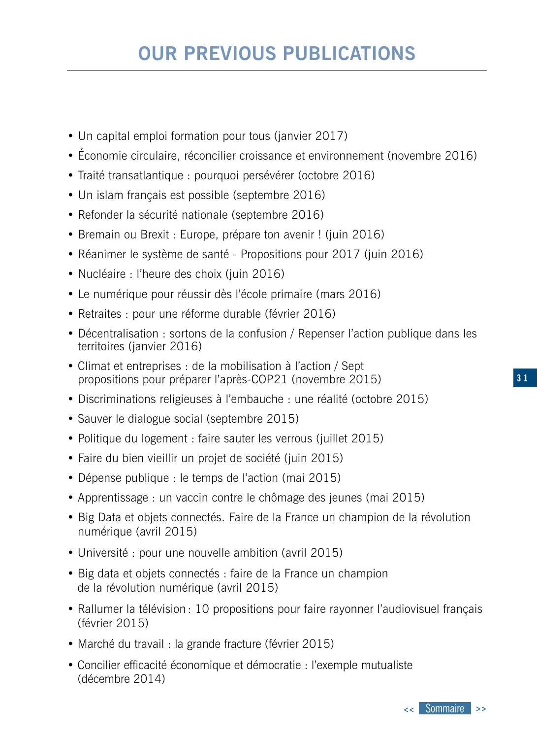# OUR PREVIOUS PUBLICATIONS

- Un capital emploi formation pour tous (janvier 2017)
- Économie circulaire, réconcilier croissance et environnement (novembre 2016)
- Traité transatlantique : pourquoi persévérer (octobre 2016)
- Un islam français est possible (septembre 2016)
- Refonder la sécurité nationale (septembre 2016)
- Bremain ou Brexit : Europe, prépare ton avenir ! (juin 2016)
- Réanimer le système de santé - Propositions pour 2017 (juin 2016)
- Nucléaire : l'heure des choix (juin 2016)
- Le numérique pour réussir dès l'école primaire (mars 2016)
- Retraites : pour une réforme durable (février 2016)
- Décentralisation : sortons de la confusion / Repenser l'action publique dans les territoires (janvier 2016)
- Climat et entreprises : de la mobilisation à l'action / Sept propositions pour préparer l'après-COP21 (novembre 2015)
- Discriminations religieuses à l'embauche : une réalité (octobre 2015)
- Sauver le dialogue social (septembre 2015)
- Politique du logement : faire sauter les verrous (juillet 2015)
- Faire du bien vieillir un projet de société (juin 2015)
- Dépense publique : le temps de l'action (mai 2015)
- Apprentissage : un vaccin contre le chômage des jeunes (mai 2015)
- Big Data et objets connectés. Faire de la France un champion de la révolution numérique (avril 2015)
- Université : pour une nouvelle ambition (avril 2015)
- Big data et objets connectés : faire de la France un champion de la révolution numérique (avril 2015)
- Rallumer la télévision : 10 propositions pour faire rayonner l'audiovisuel français (février 2015)
- Marché du travail : la grande fracture (février 2015)
- Concilier efficacité économique et démocratie : l'exemple mutualiste (décembre 2014)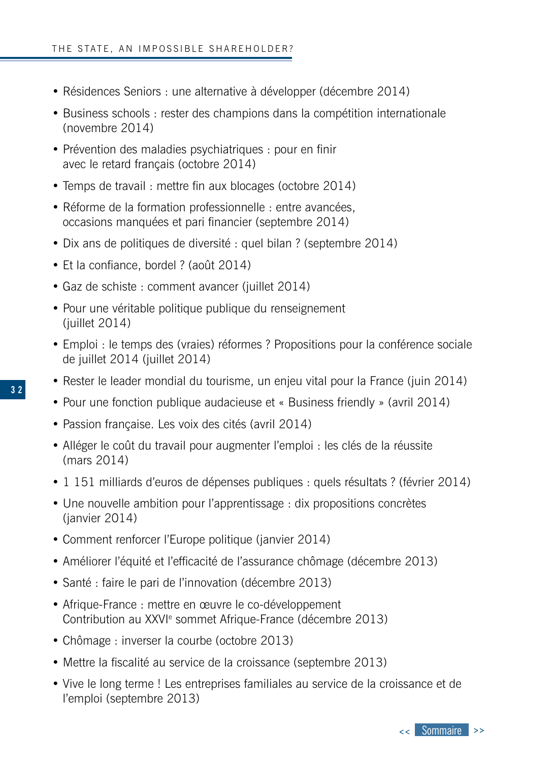- Résidences Seniors : une alternative à développer (décembre 2014)
- Business schools : rester des champions dans la compétition internationale (novembre 2014)
- Prévention des maladies psychiatriques : pour en finir avec le retard français (octobre 2014)
- Temps de travail : mettre fin aux blocages (octobre 2014)
- Réforme de la formation professionnelle : entre avancées, occasions manquées et pari financier (septembre 2014)
- Dix ans de politiques de diversité : quel bilan ? (septembre 2014)
- Et la confiance, bordel ? (août 2014)
- Gaz de schiste : comment avancer (juillet 2014)
- Pour une véritable politique publique du renseignement (juillet 2014)
- Emploi : le temps des (vraies) réformes ? Propositions pour la conférence sociale de juillet 2014 (juillet 2014)
- Rester le leader mondial du tourisme, un enjeu vital pour la France (juin 2014)
- Pour une fonction publique audacieuse et « Business friendly » (avril 2014)
- Passion française. Les voix des cités (avril 2014)
- Alléger le coût du travail pour augmenter l'emploi : les clés de la réussite (mars 2014)
- 1 151 milliards d'euros de dépenses publiques : quels résultats ? (février 2014)
- Une nouvelle ambition pour l'apprentissage : dix propositions concrètes (janvier 2014)
- Comment renforcer l'Europe politique (janvier 2014)
- Améliorer l'équité et l'efficacité de l'assurance chômage (décembre 2013)
- Santé : faire le pari de l'innovation (décembre 2013)
- Afrique-France : mettre en œuvre le co-développement Contribution au XXVIe sommet Afrique-France (décembre 2013)
- Chômage : inverser la courbe (octobre 2013)
- Mettre la fiscalité au service de la croissance (septembre 2013)
- Vive le long terme ! Les entreprises familiales au service de la croissance et de l'emploi (septembre 2013)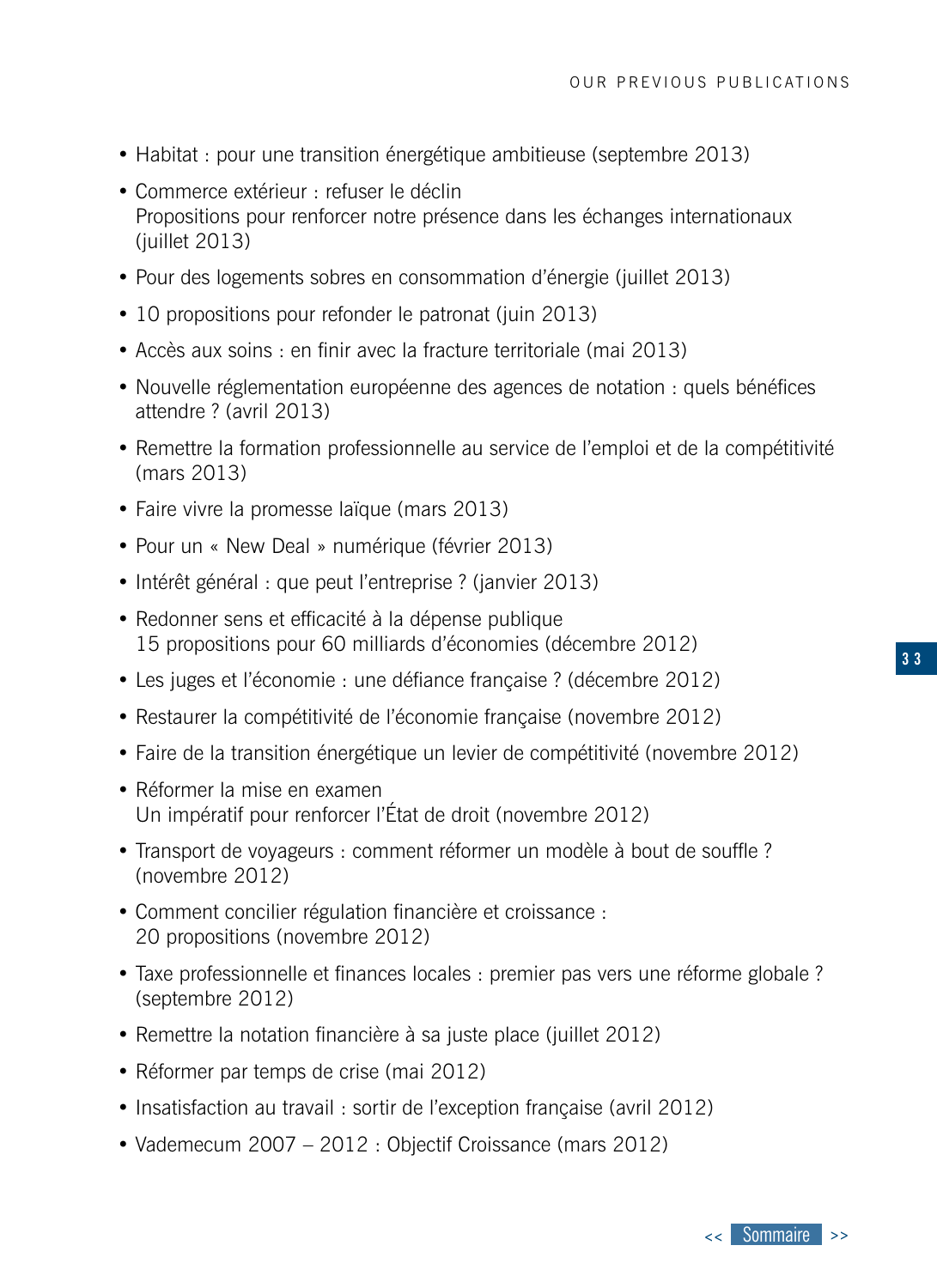- Habitat : pour une transition énergétique ambitieuse (septembre 2013)
- Commerce extérieur : refuser le déclin
  Propositions pour renforcer notre présence dans les échanges internationaux (juillet 2013)
- Pour des logements sobres en consommation d'énergie (juillet 2013)
- 10 propositions pour refonder le patronat (juin 2013)
- Accès aux soins : en finir avec la fracture territoriale (mai 2013)
- Nouvelle réglementation européenne des agences de notation : quels bénéfices attendre ? (avril 2013)
- Remettre la formation professionnelle au service de l'emploi et de la compétitivité (mars 2013)
- Faire vivre la promesse laïque (mars 2013)
- Pour un « New Deal » numérique (février 2013)
- Intérêt général : que peut l'entreprise ? (janvier 2013)
- Redonner sens et efficacité à la dépense publique
  15 propositions pour 60 milliards d'économies (décembre 2012)
- Les juges et l'économie : une défiance française ? (décembre 2012)
- Restaurer la compétitivité de l'économie française (novembre 2012)
- Faire de la transition énergétique un levier de compétitivité (novembre 2012)
- Réformer la mise en examen
  Un impératif pour renforcer l'État de droit (novembre 2012)
- Transport de voyageurs : comment réformer un modèle à bout de souffle ? (novembre 2012)
- Comment concilier régulation financière et croissance :
  20 propositions (novembre 2012)
- Taxe professionnelle et finances locales : premier pas vers une réforme globale ? (septembre 2012)
- Remettre la notation financière à sa juste place (juillet 2012)
- Réformer par temps de crise (mai 2012)
- Insatisfaction au travail : sortir de l'exception française (avril 2012)
- Vademecum 2007 – 2012 : Objectif Croissance (mars 2012)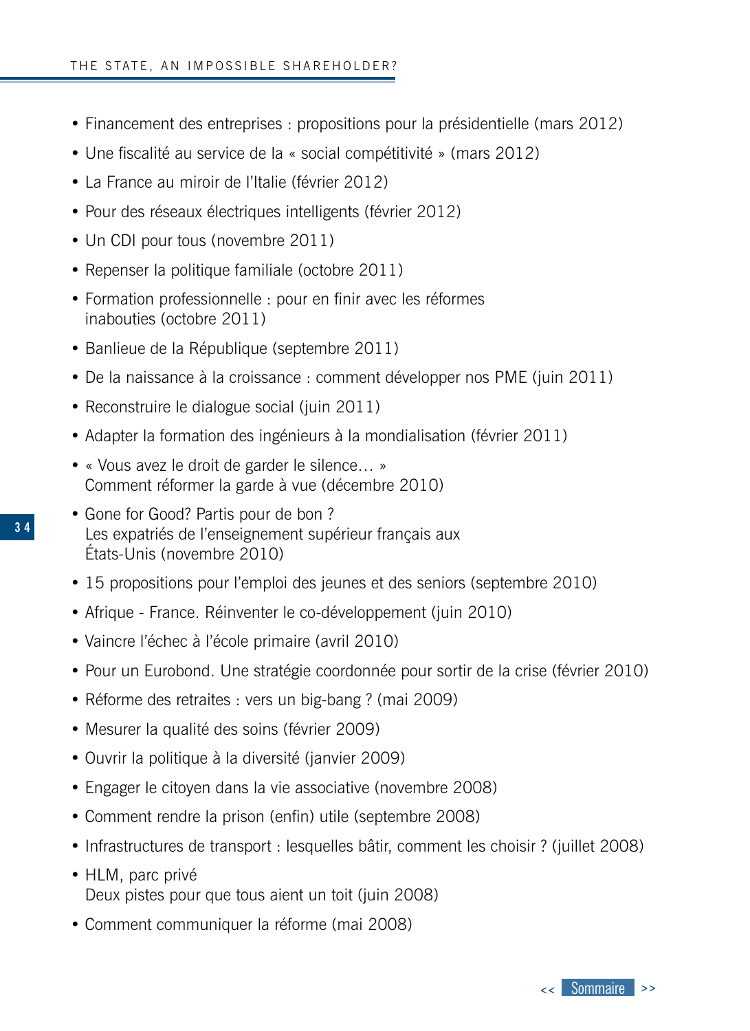- Financement des entreprises : propositions pour la présidentielle (mars 2012)
- Une fiscalité au service de la « social compétitivité » (mars 2012)
- La France au miroir de l'Italie (février 2012)
- Pour des réseaux électriques intelligents (février 2012)
- Un CDI pour tous (novembre 2011)
- Repenser la politique familiale (octobre 2011)
- Formation professionnelle : pour en finir avec les réformes inabouties (octobre 2011)
- Banlieue de la République (septembre 2011)
- De la naissance à la croissance : comment développer nos PME (juin 2011)
- Reconstruire le dialogue social (juin 2011)
- Adapter la formation des ingénieurs à la mondialisation (février 2011)
- « Vous avez le droit de garder le silence… »
  Comment réformer la garde à vue (décembre 2010)
- Gone for Good? Partis pour de bon ?
  Les expatriés de l'enseignement supérieur français aux États-Unis (novembre 2010)
- 15 propositions pour l'emploi des jeunes et des seniors (septembre 2010)
- Afrique - France. Réinventer le co-développement (juin 2010)
- Vaincre l'échec à l'école primaire (avril 2010)
- Pour un Eurobond. Une stratégie coordonnée pour sortir de la crise (février 2010)
- Réforme des retraites : vers un big-bang ? (mai 2009)
- Mesurer la qualité des soins (février 2009)
- Ouvrir la politique à la diversité (janvier 2009)
- Engager le citoyen dans la vie associative (novembre 2008)
- Comment rendre la prison (enfin) utile (septembre 2008)
- Infrastructures de transport : lesquelles bâtir, comment les choisir ? (juillet 2008)
- HLM, parc privé
  Deux pistes pour que tous aient un toit (juin 2008)
- Comment communiquer la réforme (mai 2008)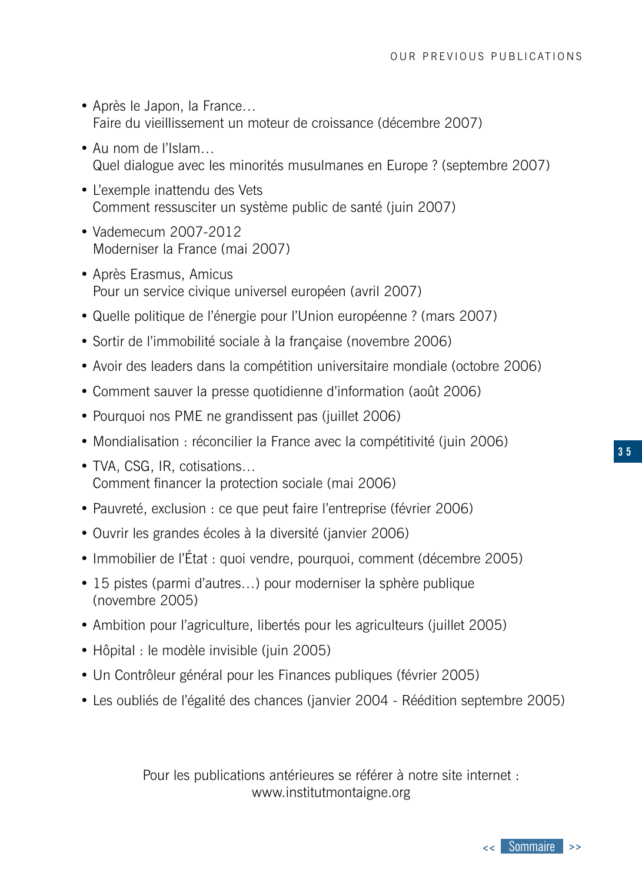- Après le Japon, la France…
  Faire du vieillissement un moteur de croissance (décembre 2007)
- Au nom de l'Islam…
  Quel dialogue avec les minorités musulmanes en Europe ? (septembre 2007)
- L'exemple inattendu des Vets
  Comment ressusciter un système public de santé (juin 2007)
- Vademecum 2007-2012
  Moderniser la France (mai 2007)
- Après Erasmus, Amicus
  Pour un service civique universel européen (avril 2007)
- Quelle politique de l'énergie pour l'Union européenne ? (mars 2007)
- Sortir de l'immobilité sociale à la française (novembre 2006)
- Avoir des leaders dans la compétition universitaire mondiale (octobre 2006)
- Comment sauver la presse quotidienne d'information (août 2006)
- Pourquoi nos PME ne grandissent pas (juillet 2006)
- Mondialisation : réconcilier la France avec la compétitivité (juin 2006)
- TVA, CSG, IR, cotisations…
  Comment financer la protection sociale (mai 2006)
- Pauvreté, exclusion : ce que peut faire l'entreprise (février 2006)
- Ouvrir les grandes écoles à la diversité (janvier 2006)
- Immobilier de l'État : quoi vendre, pourquoi, comment (décembre 2005)
- 15 pistes (parmi d'autres…) pour moderniser la sphère publique
  (novembre 2005)
- Ambition pour l'agriculture, libertés pour les agriculteurs (juillet 2005)
- Hôpital : le modèle invisible (juin 2005)
- Un Contrôleur général pour les Finances publiques (février 2005)
- Les oubliés de l'égalité des chances (janvier 2004 - Réédition septembre 2005)

Pour les publications antérieures se référer à notre site internet :
www.institutmontaigne.org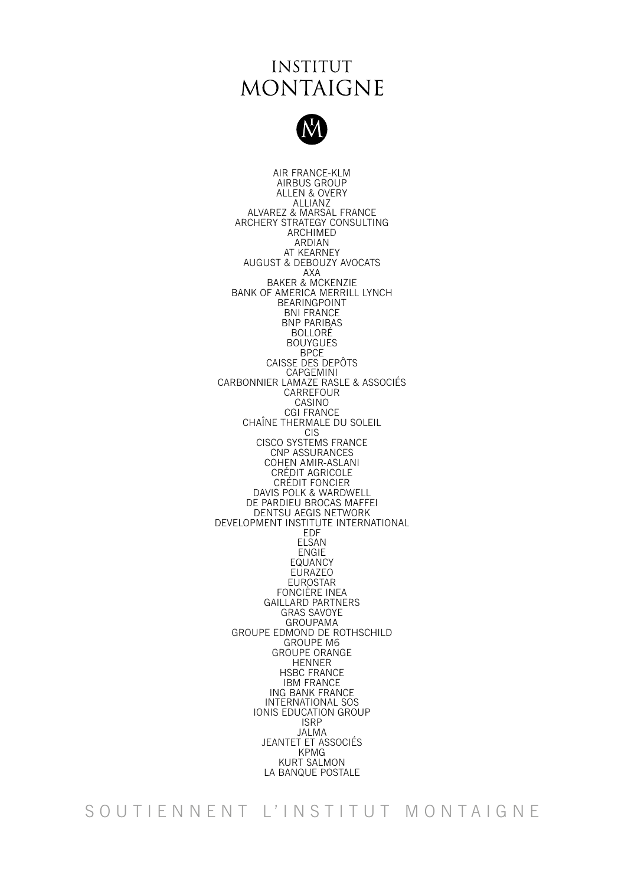# INSTITUT MONTAIGNE

AIR FRANCE-KLM
AIRBUS GROUP
ALLEN & OVERY
ALLIANZ
ALVAREZ & MARSAL FRANCE
ARCHERY STRATEGY CONSULTING
ARCHIMED
ARDIAN
AT KEARNEY
AUGUST & DEBOUZY AVOCATS
AXA
BAKER & MCKENZIE
BANK OF AMERICA MERRILL LYNCH
BEARINGPOINT
BNI FRANCE
BNP PARIBAS
BOLLORÉ
BOUYGUES
BPCE
CAISSE DES DEPÔTS
CAPGEMINI
CARBONNIER LAMAZE RASLE & ASSOCIÉS
CARREFOUR
CASINO
CGI FRANCE
CHAÎNE THERMALE DU SOLEIL
CIS
CISCO SYSTEMS FRANCE
CNP ASSURANCES
COHEN AMIR-ASLANI
CRÉDIT AGRICOLE
CRÉDIT FONCIER
DAVIS POLK & WARDWELL
DE PARDIEU BROCAS MAFFEI
DENTSU AEGIS NETWORK
DEVELOPMENT INSTITUTE INTERNATIONAL
EDF
ELSAN
ENGIE
EQUANCY
EURAZEO
EUROSTAR
FONCIÈRE INEA
GAILLARD PARTNERS
GRAS SAVOYE
GROUPAMA
GROUPE EDMOND DE ROTHSCHILD
GROUPE M6
GROUPE ORANGE
HENNER
HSBC FRANCE
IBM FRANCE
ING BANK FRANCE
INTERNATIONAL SOS
IONIS EDUCATION GROUP
ISRP
JALMA
JEANTET ET ASSOCIÉS
KPMG
KURT SALMON
LA BANQUE POSTALE

SOUTIENNENT L'INSTITUT MONTAIGNE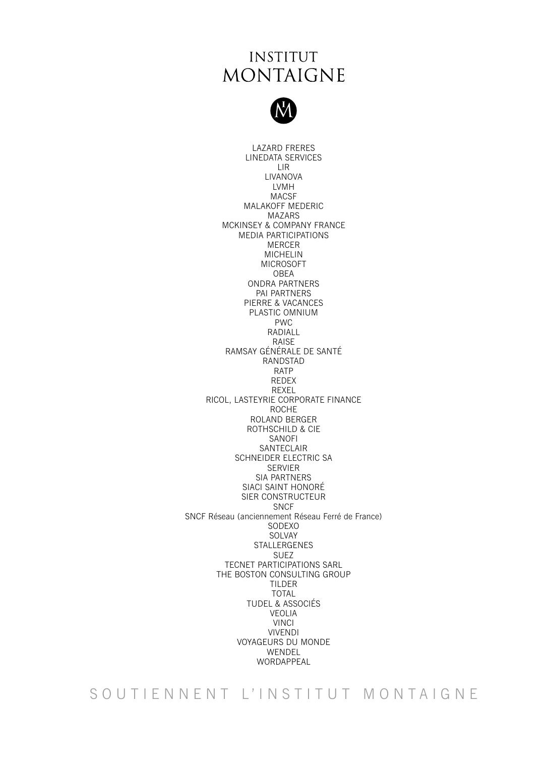# INSTITUT MONTAIGNE

LAZARD FRERES
LINEDATA SERVICES
LIR
LIVANOVA
LVMH
MACSF
MALAKOFF MEDERIC
MAZARS
MCKINSEY & COMPANY FRANCE
MEDIA PARTICIPATIONS
MERCER
MICHELIN
MICROSOFT
OBEA
ONDRA PARTNERS
PAI PARTNERS
PIERRE & VACANCES
PLASTIC OMNIUM
PWC
RADIALL
RAISE
RAMSAY GÉNÉRALE DE SANTÉ
RANDSTAD
RATP
REDEX
REXEL
RICOL, LASTEYRIE CORPORATE FINANCE
ROCHE
ROLAND BERGER
ROTHSCHILD & CIE
SANOFI
SANTECLAIR
SCHNEIDER ELECTRIC SA
SERVIER
SIA PARTNERS
SIACI SAINT HONORÉ
SIER CONSTRUCTEUR
SNCF
SNCF Réseau (anciennement Réseau Ferré de France)
SODEXO
SOLVAY
STALLERGENES
SUEZ
TECNET PARTICIPATIONS SARL
THE BOSTON CONSULTING GROUP
TILDER
TOTAL
TUDEL & ASSOCIÉS
VEOLIA
VINCI
VIVENDI
VOYAGEURS DU MONDE
WENDEL
WORDAPPEAL

SOUTIENNENT L'INSTITUT MONTAIGNE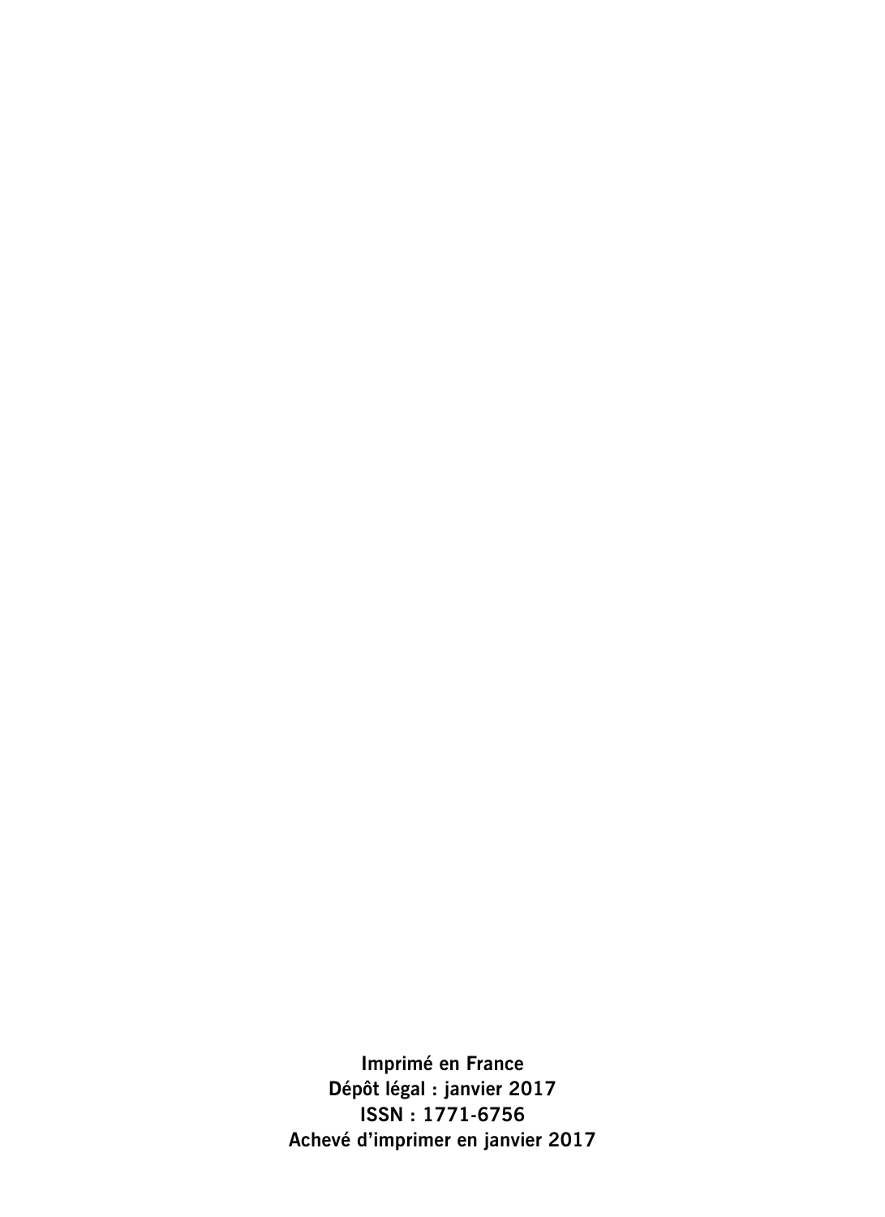**Imprimé en France**
**Dépôt légal : janvier 2017**
**ISSN : 1771-6756**
**Achevé d'imprimer en janvier 2017**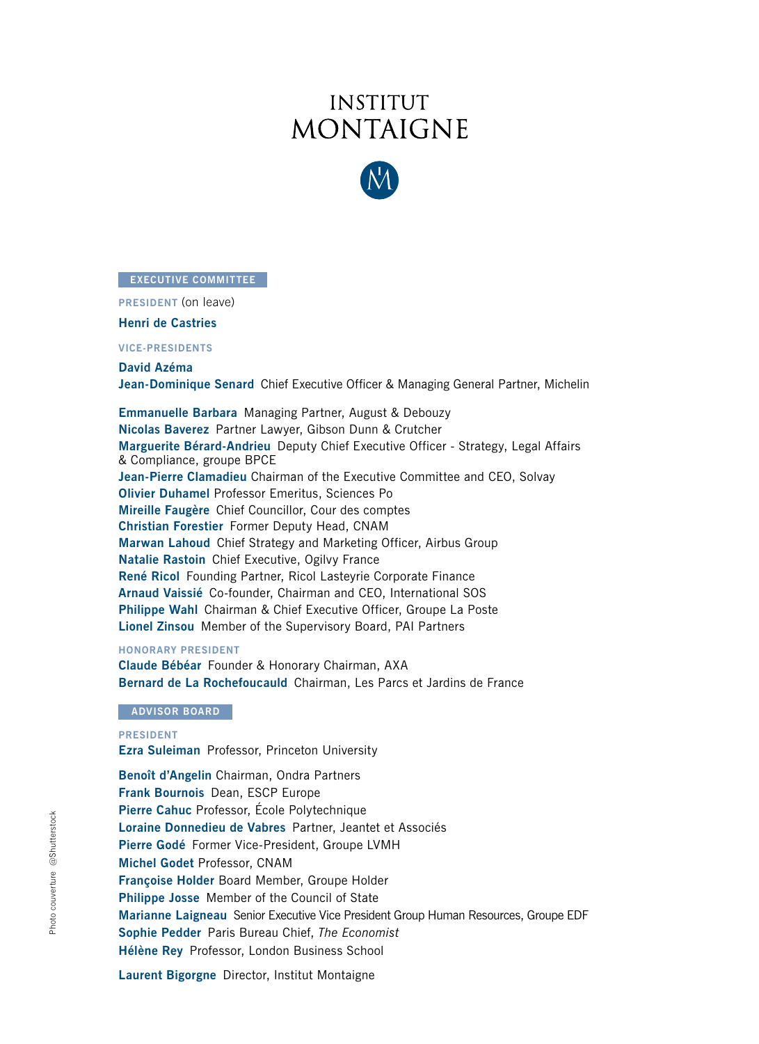# INSTITUT MONTAIGNE

## EXECUTIVE COMMITTEE

**PRESIDENT** (on leave)

**Henri de Castries**

**VICE-PRESIDENTS**

**David Azéma**
**Jean-Dominique Senard** Chief Executive Officer & Managing General Partner, Michelin

**Emmanuelle Barbara** Managing Partner, August & Debouzy
**Nicolas Baverez** Partner Lawyer, Gibson Dunn & Crutcher
**Marguerite Bérard-Andrieu** Deputy Chief Executive Officer - Strategy, Legal Affairs & Compliance, groupe BPCE
**Jean-Pierre Clamadieu** Chairman of the Executive Committee and CEO, Solvay
**Olivier Duhamel** Professor Emeritus, Sciences Po
**Mireille Faugère** Chief Councillor, Cour des comptes
**Christian Forestier** Former Deputy Head, CNAM
**Marwan Lahoud** Chief Strategy and Marketing Officer, Airbus Group
**Natalie Rastoin** Chief Executive, Ogilvy France
**René Ricol** Founding Partner, Ricol Lasteyrie Corporate Finance
**Arnaud Vaissié** Co-founder, Chairman and CEO, International SOS
**Philippe Wahl** Chairman & Chief Executive Officer, Groupe La Poste
**Lionel Zinsou** Member of the Supervisory Board, PAI Partners

**HONORARY PRESIDENT**

**Claude Bébéar** Founder & Honorary Chairman, AXA
**Bernard de La Rochefoucauld** Chairman, Les Parcs et Jardins de France

## ADVISOR BOARD

**PRESIDENT**

**Ezra Suleiman** Professor, Princeton University

**Benoît d'Angelin** Chairman, Ondra Partners
**Frank Bournois** Dean, ESCP Europe
**Pierre Cahuc** Professor, École Polytechnique
**Loraine Donnedieu de Vabres** Partner, Jeantet et Associés
**Pierre Godé** Former Vice-President, Groupe LVMH
**Michel Godet** Professor, CNAM
**Françoise Holder** Board Member, Groupe Holder
**Philippe Josse** Member of the Council of State
**Marianne Laigneau** Senior Executive Vice President Group Human Resources, Groupe EDF
**Sophie Pedder** Paris Bureau Chief, *The Economist*
**Hélène Rey** Professor, London Business School

**Laurent Bigorgne** Director, Institut Montaigne

Photo couverture @Shutterstock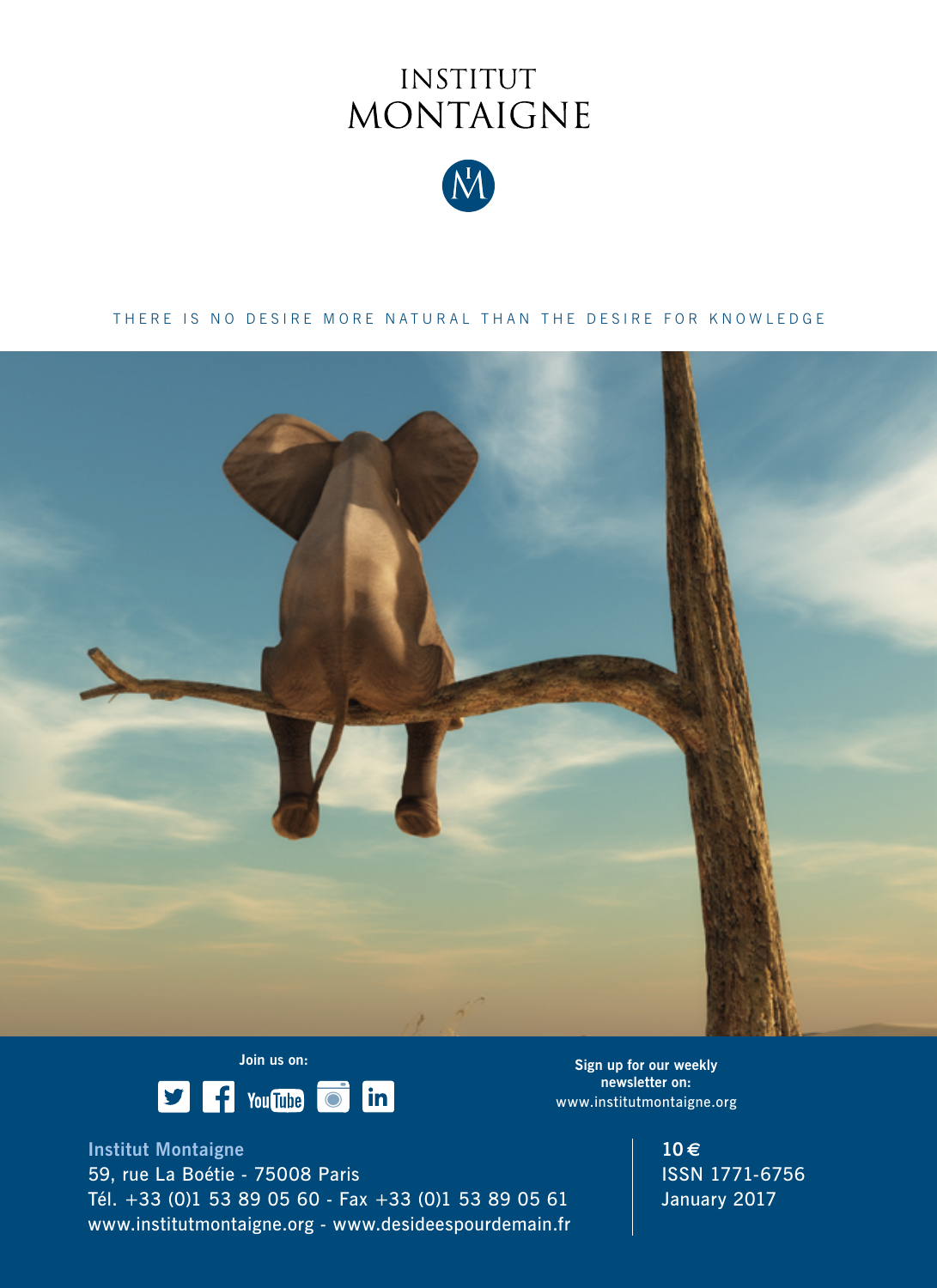# INSTITUT MONTAIGNE

THERE IS NO DESIRE MORE NATURAL THAN THE DESIRE FOR KNOWLEDGE

Join us on:

Sign up for our weekly newsletter on:
www.institutmontaigne.org

**Institut Montaigne**
59, rue La Boétie - 75008 Paris
Tél. +33 (0)1 53 89 05 60 - Fax +33 (0)1 53 89 05 61
www.institutmontaigne.org - www.desideespourdemain.fr

10 €
ISSN 1771-6756
January 2017